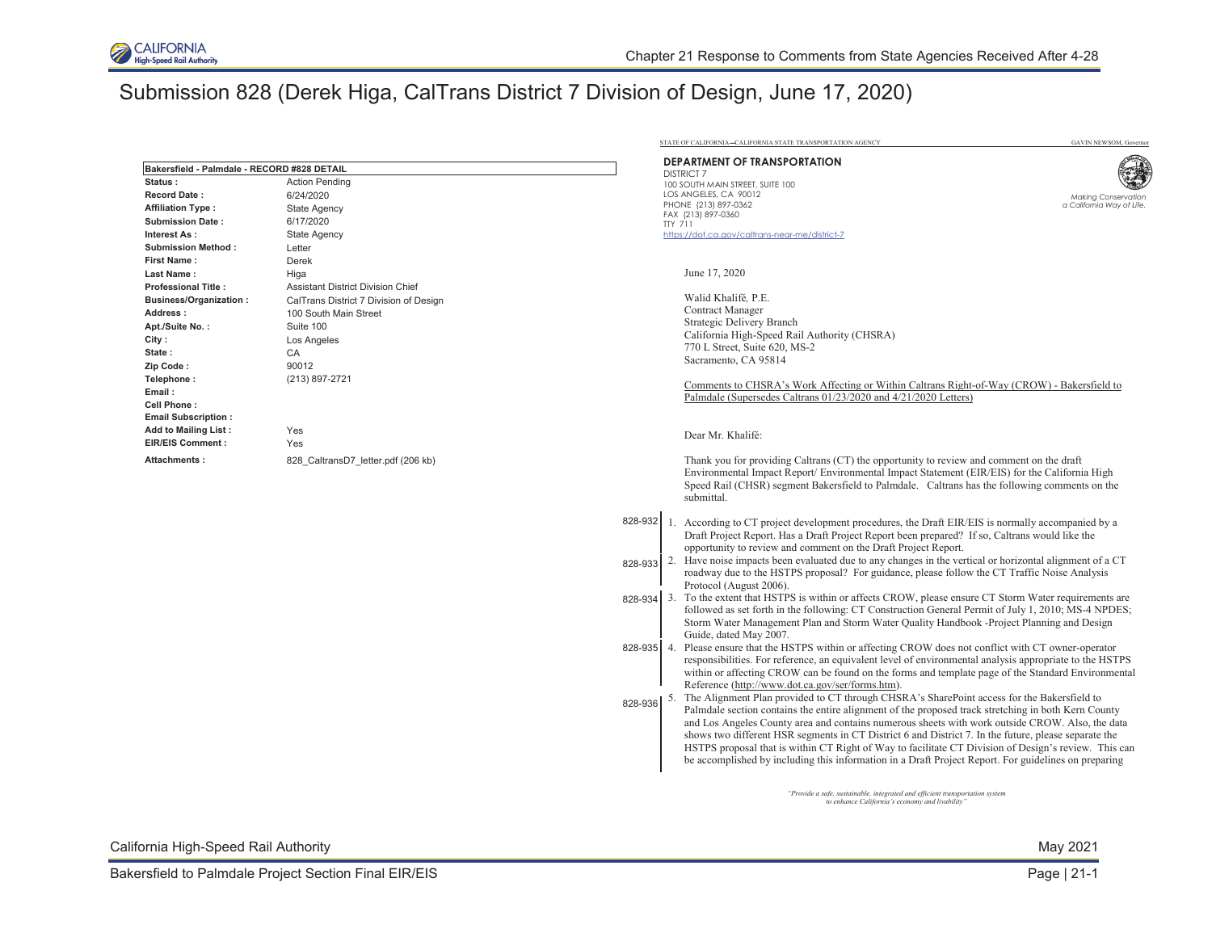# Submission 828 (Derek Higa, CalTrans District 7 Division of Design, June 17, 2020)

| Bakersfield - Palmdale - RECORD #828 DETAIL | |
|---|---|
| **Status :** | Action Pending |
| **Record Date :** | 6/24/2020 |
| **Affiliation Type :** | State Agency |
| **Submission Date :** | 6/17/2020 |
| **Interest As :** | State Agency |
| **Submission Method :** | Letter |
| **First Name :** | Derek |
| **Last Name :** | Higa |
| **Professional Title :** | Assistant District Division Chief |
| **Business/Organization :** | CalTrans District 7 Division of Design |
| **Address :** | 100 South Main Street |
| **Apt./Suite No. :** | Suite 100 |
| **City :** | Los Angeles |
| **State :** | CA |
| **Zip Code :** | 90012 |
| **Telephone :** | (213) 897-2721 |
| **Email :** | |
| **Cell Phone :** | |
| **Email Subscription :** | |
| **Add to Mailing List :** | Yes |
| **EIR/EIS Comment :** | Yes |
| **Attachments :** | 828_CaltransD7_letter.pdf (206 kb) |

STATE OF CALIFORNIA—CALIFORNIA STATE TRANSPORTATION AGENCY GAVIN NEWSOM, Governor

**DEPARTMENT OF TRANSPORTATION**
DISTRICT 7
100 SOUTH MAIN STREET, SUITE 100
LOS ANGELES, CA 90012
PHONE (213) 897-0362
FAX (213) 897-0360
TTY 711
https://dot.ca.gov/caltrans-near-me/district-7

*Making Conservation a California Way of Life.*

June 17, 2020

Walid Khalifé, P.E.
Contract Manager
Strategic Delivery Branch
California High-Speed Rail Authority (CHSRA)
770 L Street, Suite 620, MS-2
Sacramento, CA 95814

Comments to CHSRA's Work Affecting or Within Caltrans Right-of-Way (CROW) - Bakersfield to Palmdale (Supersedes Caltrans 01/23/2020 and 4/21/2020 Letters)

Dear Mr. Khalifé:

Thank you for providing Caltrans (CT) the opportunity to review and comment on the draft Environmental Impact Report/ Environmental Impact Statement (EIR/EIS) for the California High Speed Rail (CHSR) segment Bakersfield to Palmdale. Caltrans has the following comments on the submittal.

828-932 1. According to CT project development procedures, the Draft EIR/EIS is normally accompanied by a Draft Project Report. Has a Draft Project Report been prepared? If so, Caltrans would like the opportunity to review and comment on the Draft Project Report.

828-933 2. Have noise impacts been evaluated due to any changes in the vertical or horizontal alignment of a CT roadway due to the HSTPS proposal? For guidance, please follow the CT Traffic Noise Analysis Protocol (August 2006).

828-934 3. To the extent that HSTPS is within or affects CROW, please ensure CT Storm Water requirements are followed as set forth in the following: CT Construction General Permit of July 1, 2010; MS-4 NPDES; Storm Water Management Plan and Storm Water Quality Handbook -Project Planning and Design Guide, dated May 2007.

828-935 4. Please ensure that the HSTPS within or affecting CROW does not conflict with CT owner-operator responsibilities. For reference, an equivalent level of environmental analysis appropriate to the HSTPS within or affecting CROW can be found on the forms and template page of the Standard Environmental Reference (http://www.dot.ca.gov/ser/forms.htm).

828-936 5. The Alignment Plan provided to CT through CHSRA's SharePoint access for the Bakersfield to Palmdale section contains the entire alignment of the proposed track stretching in both Kern County and Los Angeles County area and contains numerous sheets with work outside CROW. Also, the data shows two different HSR segments in CT District 6 and District 7. In the future, please separate the HSTPS proposal that is within CT Right of Way to facilitate CT Division of Design's review. This can be accomplished by including this information in a Draft Project Report. For guidelines on preparing

*"Provide a safe, sustainable, integrated and efficient transportation system to enhance California's economy and livability"*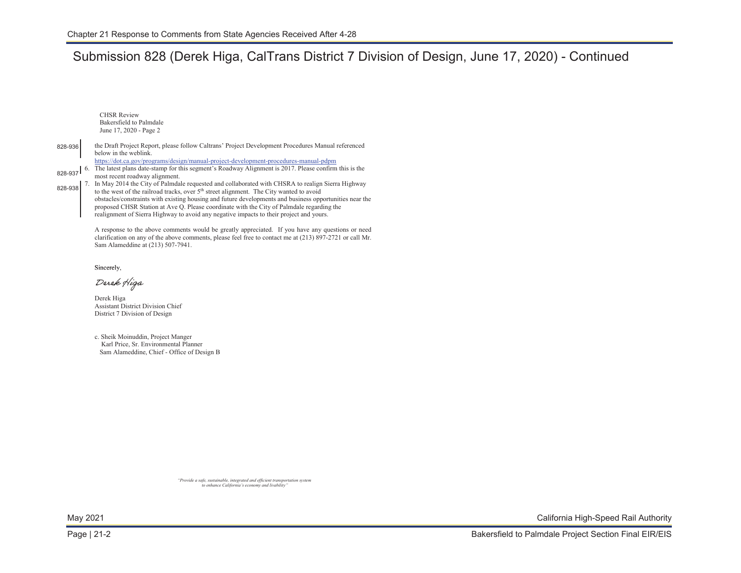# Submission 828 (Derek Higa, CalTrans District 7 Division of Design, June 17, 2020) - Continued

CHSR Review
Bakersfield to Palmdale
June 17, 2020 - Page 2

828-936

the Draft Project Report, please follow Caltrans' Project Development Procedures Manual referenced below in the weblink.
https://dot.ca.gov/programs/design/manual-project-development-procedures-manual-pdpm

828-937

6. The latest plans date-stamp for this segment's Roadway Alignment is 2017. Please confirm this is the most recent roadway alignment.

828-938

7. In May 2014 the City of Palmdale requested and collaborated with CHSRA to realign Sierra Highway to the west of the railroad tracks, over 5th street alignment. The City wanted to avoid obstacles/constraints with existing housing and future developments and business opportunities near the proposed CHSR Station at Ave Q. Please coordinate with the City of Palmdale regarding the realignment of Sierra Highway to avoid any negative impacts to their project and yours.

A response to the above comments would be greatly appreciated. If you have any questions or need clarification on any of the above comments, please feel free to contact me at (213) 897-2721 or call Mr. Sam Alameddine at (213) 507-7941.

Sincerely,

*Derek Higa*

Derek Higa
Assistant District Division Chief
District 7 Division of Design

c. Sheik Moinuddin, Project Manger
Karl Price, Sr. Environmental Planner
Sam Alameddine, Chief - Office of Design B

*"Provide a safe, sustainable, integrated and efficient transportation system to enhance California's economy and livability"*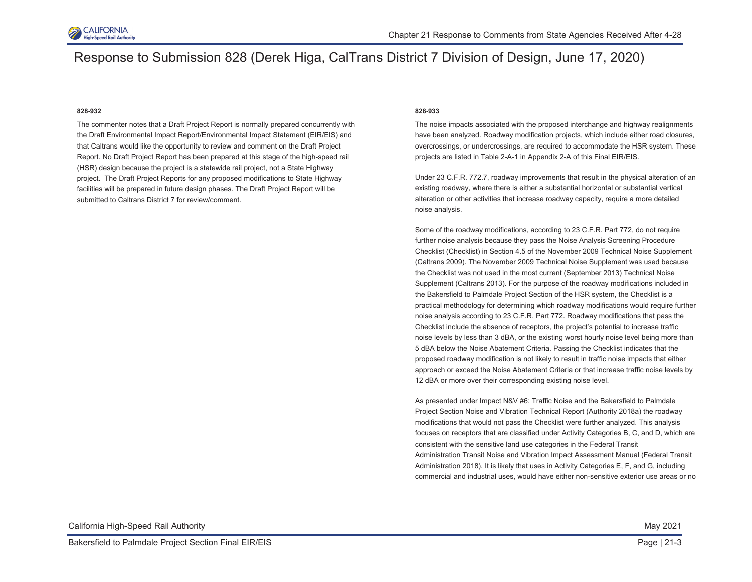# Response to Submission 828 (Derek Higa, CalTrans District 7 Division of Design, June 17, 2020)

**828-932**

The commenter notes that a Draft Project Report is normally prepared concurrently with the Draft Environmental Impact Report/Environmental Impact Statement (EIR/EIS) and that Caltrans would like the opportunity to review and comment on the Draft Project Report. No Draft Project Report has been prepared at this stage of the high-speed rail (HSR) design because the project is a statewide rail project, not a State Highway project. The Draft Project Reports for any proposed modifications to State Highway facilities will be prepared in future design phases. The Draft Project Report will be submitted to Caltrans District 7 for review/comment.

**828-933**

The noise impacts associated with the proposed interchange and highway realignments have been analyzed. Roadway modification projects, which include either road closures, overcrossings, or undercrossings, are required to accommodate the HSR system. These projects are listed in Table 2-A-1 in Appendix 2-A of this Final EIR/EIS.

Under 23 C.F.R. 772.7, roadway improvements that result in the physical alteration of an existing roadway, where there is either a substantial horizontal or substantial vertical alteration or other activities that increase roadway capacity, require a more detailed noise analysis.

Some of the roadway modifications, according to 23 C.F.R. Part 772, do not require further noise analysis because they pass the Noise Analysis Screening Procedure Checklist (Checklist) in Section 4.5 of the November 2009 Technical Noise Supplement (Caltrans 2009). The November 2009 Technical Noise Supplement was used because the Checklist was not used in the most current (September 2013) Technical Noise Supplement (Caltrans 2013). For the purpose of the roadway modifications included in the Bakersfield to Palmdale Project Section of the HSR system, the Checklist is a practical methodology for determining which roadway modifications would require further noise analysis according to 23 C.F.R. Part 772. Roadway modifications that pass the Checklist include the absence of receptors, the project's potential to increase traffic noise levels by less than 3 dBA, or the existing worst hourly noise level being more than 5 dBA below the Noise Abatement Criteria. Passing the Checklist indicates that the proposed roadway modification is not likely to result in traffic noise impacts that either approach or exceed the Noise Abatement Criteria or that increase traffic noise levels by 12 dBA or more over their corresponding existing noise level.

As presented under Impact N&V #6: Traffic Noise and the Bakersfield to Palmdale Project Section Noise and Vibration Technical Report (Authority 2018a) the roadway modifications that would not pass the Checklist were further analyzed. This analysis focuses on receptors that are classified under Activity Categories B, C, and D, which are consistent with the sensitive land use categories in the Federal Transit Administration Transit Noise and Vibration Impact Assessment Manual (Federal Transit Administration 2018). It is likely that uses in Activity Categories E, F, and G, including commercial and industrial uses, would have either non-sensitive exterior use areas or no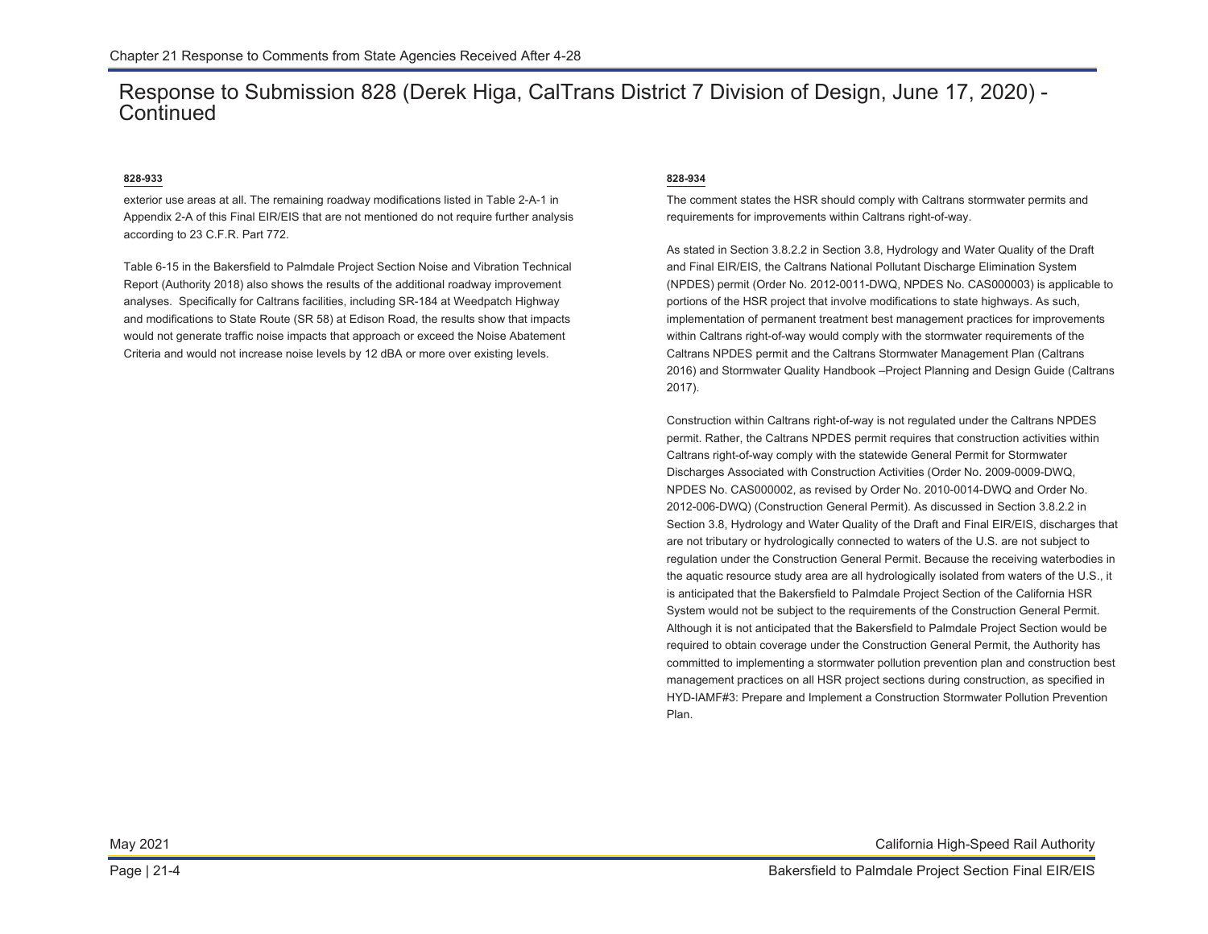# Response to Submission 828 (Derek Higa, CalTrans District 7 Division of Design, June 17, 2020) - Continued

**828-933**

exterior use areas at all. The remaining roadway modifications listed in Table 2-A-1 in Appendix 2-A of this Final EIR/EIS that are not mentioned do not require further analysis according to 23 C.F.R. Part 772.

Table 6-15 in the Bakersfield to Palmdale Project Section Noise and Vibration Technical Report (Authority 2018) also shows the results of the additional roadway improvement analyses. Specifically for Caltrans facilities, including SR-184 at Weedpatch Highway and modifications to State Route (SR 58) at Edison Road, the results show that impacts would not generate traffic noise impacts that approach or exceed the Noise Abatement Criteria and would not increase noise levels by 12 dBA or more over existing levels.

**828-934**

The comment states the HSR should comply with Caltrans stormwater permits and requirements for improvements within Caltrans right-of-way.

As stated in Section 3.8.2.2 in Section 3.8, Hydrology and Water Quality of the Draft and Final EIR/EIS, the Caltrans National Pollutant Discharge Elimination System (NPDES) permit (Order No. 2012-0011-DWQ, NPDES No. CAS000003) is applicable to portions of the HSR project that involve modifications to state highways. As such, implementation of permanent treatment best management practices for improvements within Caltrans right-of-way would comply with the stormwater requirements of the Caltrans NPDES permit and the Caltrans Stormwater Management Plan (Caltrans 2016) and Stormwater Quality Handbook –Project Planning and Design Guide (Caltrans 2017).

Construction within Caltrans right-of-way is not regulated under the Caltrans NPDES permit. Rather, the Caltrans NPDES permit requires that construction activities within Caltrans right-of-way comply with the statewide General Permit for Stormwater Discharges Associated with Construction Activities (Order No. 2009-0009-DWQ, NPDES No. CAS000002, as revised by Order No. 2010-0014-DWQ and Order No. 2012-006-DWQ) (Construction General Permit). As discussed in Section 3.8.2.2 in Section 3.8, Hydrology and Water Quality of the Draft and Final EIR/EIS, discharges that are not tributary or hydrologically connected to waters of the U.S. are not subject to regulation under the Construction General Permit. Because the receiving waterbodies in the aquatic resource study area are all hydrologically isolated from waters of the U.S., it is anticipated that the Bakersfield to Palmdale Project Section of the California HSR System would not be subject to the requirements of the Construction General Permit. Although it is not anticipated that the Bakersfield to Palmdale Project Section would be required to obtain coverage under the Construction General Permit, the Authority has committed to implementing a stormwater pollution prevention plan and construction best management practices on all HSR project sections during construction, as specified in HYD-IAMF#3: Prepare and Implement a Construction Stormwater Pollution Prevention Plan.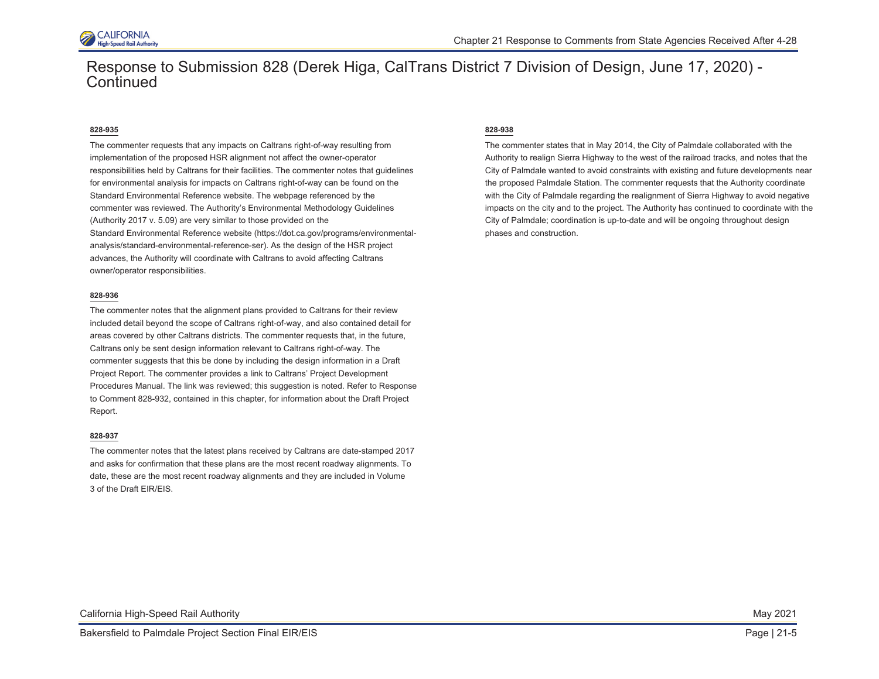# Response to Submission 828 (Derek Higa, CalTrans District 7 Division of Design, June 17, 2020) - Continued

**828-935**

The commenter requests that any impacts on Caltrans right-of-way resulting from implementation of the proposed HSR alignment not affect the owner-operator responsibilities held by Caltrans for their facilities. The commenter notes that guidelines for environmental analysis for impacts on Caltrans right-of-way can be found on the Standard Environmental Reference website. The webpage referenced by the commenter was reviewed. The Authority's Environmental Methodology Guidelines (Authority 2017 v. 5.09) are very similar to those provided on the Standard Environmental Reference website (https://dot.ca.gov/programs/environmental-analysis/standard-environmental-reference-ser). As the design of the HSR project advances, the Authority will coordinate with Caltrans to avoid affecting Caltrans owner/operator responsibilities.

**828-936**

The commenter notes that the alignment plans provided to Caltrans for their review included detail beyond the scope of Caltrans right-of-way, and also contained detail for areas covered by other Caltrans districts. The commenter requests that, in the future, Caltrans only be sent design information relevant to Caltrans right-of-way. The commenter suggests that this be done by including the design information in a Draft Project Report. The commenter provides a link to Caltrans' Project Development Procedures Manual. The link was reviewed; this suggestion is noted. Refer to Response to Comment 828-932, contained in this chapter, for information about the Draft Project Report.

**828-937**

The commenter notes that the latest plans received by Caltrans are date-stamped 2017 and asks for confirmation that these plans are the most recent roadway alignments. To date, these are the most recent roadway alignments and they are included in Volume 3 of the Draft EIR/EIS.

**828-938**

The commenter states that in May 2014, the City of Palmdale collaborated with the Authority to realign Sierra Highway to the west of the railroad tracks, and notes that the City of Palmdale wanted to avoid constraints with existing and future developments near the proposed Palmdale Station. The commenter requests that the Authority coordinate with the City of Palmdale regarding the realignment of Sierra Highway to avoid negative impacts on the city and to the project. The Authority has continued to coordinate with the City of Palmdale; coordination is up-to-date and will be ongoing throughout design phases and construction.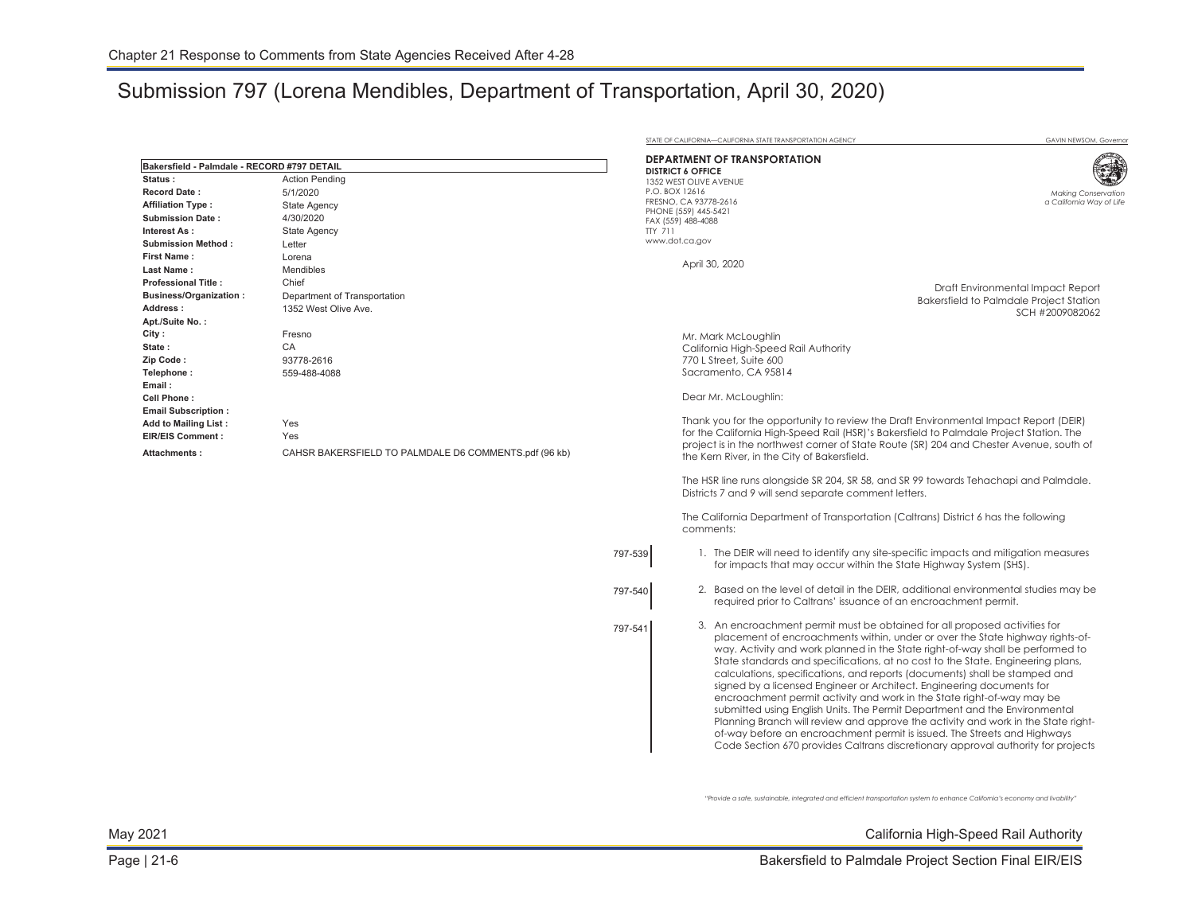# Submission 797 (Lorena Mendibles, Department of Transportation, April 30, 2020)

| Bakersfield - Palmdale - RECORD #797 DETAIL | |
|---|---|
| **Status :** | Action Pending |
| **Record Date :** | 5/1/2020 |
| **Affiliation Type :** | State Agency |
| **Submission Date :** | 4/30/2020 |
| **Interest As :** | State Agency |
| **Submission Method :** | Letter |
| **First Name :** | Lorena |
| **Last Name :** | Mendibles |
| **Professional Title :** | Chief |
| **Business/Organization :** | Department of Transportation |
| **Address :** | 1352 West Olive Ave. |
| **Apt./Suite No. :** | |
| **City :** | Fresno |
| **State :** | CA |
| **Zip Code :** | 93778-2616 |
| **Telephone :** | 559-488-4088 |
| **Email :** | |
| **Cell Phone :** | |
| **Email Subscription :** | |
| **Add to Mailing List :** | Yes |
| **EIR/EIS Comment :** | Yes |
| **Attachments :** | CAHSR BAKERSFIELD TO PALMDALE D6 COMMENTS.pdf (96 kb) |

STATE OF CALIFORNIA—CALIFORNIA STATE TRANSPORTATION AGENCY — GAVIN NEWSOM, Governor

**DEPARTMENT OF TRANSPORTATION**
**DISTRICT 6 OFFICE**
1352 WEST OLIVE AVENUE
P.O. BOX 12616
FRESNO, CA 93778-2616
PHONE (559) 445-5421
FAX (559) 488-4088
TTY 711
www.dot.ca.gov

*Making Conservation a California Way of Life*

April 30, 2020

Draft Environmental Impact Report
Bakersfield to Palmdale Project Station
SCH #2009082062

Mr. Mark McLoughlin
California High-Speed Rail Authority
770 L Street, Suite 600
Sacramento, CA 95814

Dear Mr. McLoughlin:

Thank you for the opportunity to review the Draft Environmental Impact Report (DEIR) for the California High-Speed Rail (HSR)'s Bakersfield to Palmdale Project Station. The project is in the northwest corner of State Route (SR) 204 and Chester Avenue, south of the Kern River, in the City of Bakersfield.

The HSR line runs alongside SR 204, SR 58, and SR 99 towards Tehachapi and Palmdale. Districts 7 and 9 will send separate comment letters.

The California Department of Transportation (Caltrans) District 6 has the following comments:

797-539

1. The DEIR will need to identify any site-specific impacts and mitigation measures for impacts that may occur within the State Highway System (SHS).

797-540

2. Based on the level of detail in the DEIR, additional environmental studies may be required prior to Caltrans' issuance of an encroachment permit.

797-541

3. An encroachment permit must be obtained for all proposed activities for placement of encroachments within, under or over the State highway rights-of-way. Activity and work planned in the State right-of-way shall be performed to State standards and specifications, at no cost to the State. Engineering plans, calculations, specifications, and reports (documents) shall be stamped and signed by a licensed Engineer or Architect. Engineering documents for encroachment permit activity and work in the State right-of-way may be submitted using English Units. The Permit Department and the Environmental Planning Branch will review and approve the activity and work in the State right-of-way before an encroachment permit is issued. The Streets and Highways Code Section 670 provides Caltrans discretionary approval authority for projects

*"Provide a safe, sustainable, integrated and efficient transportation system to enhance California's economy and livability"*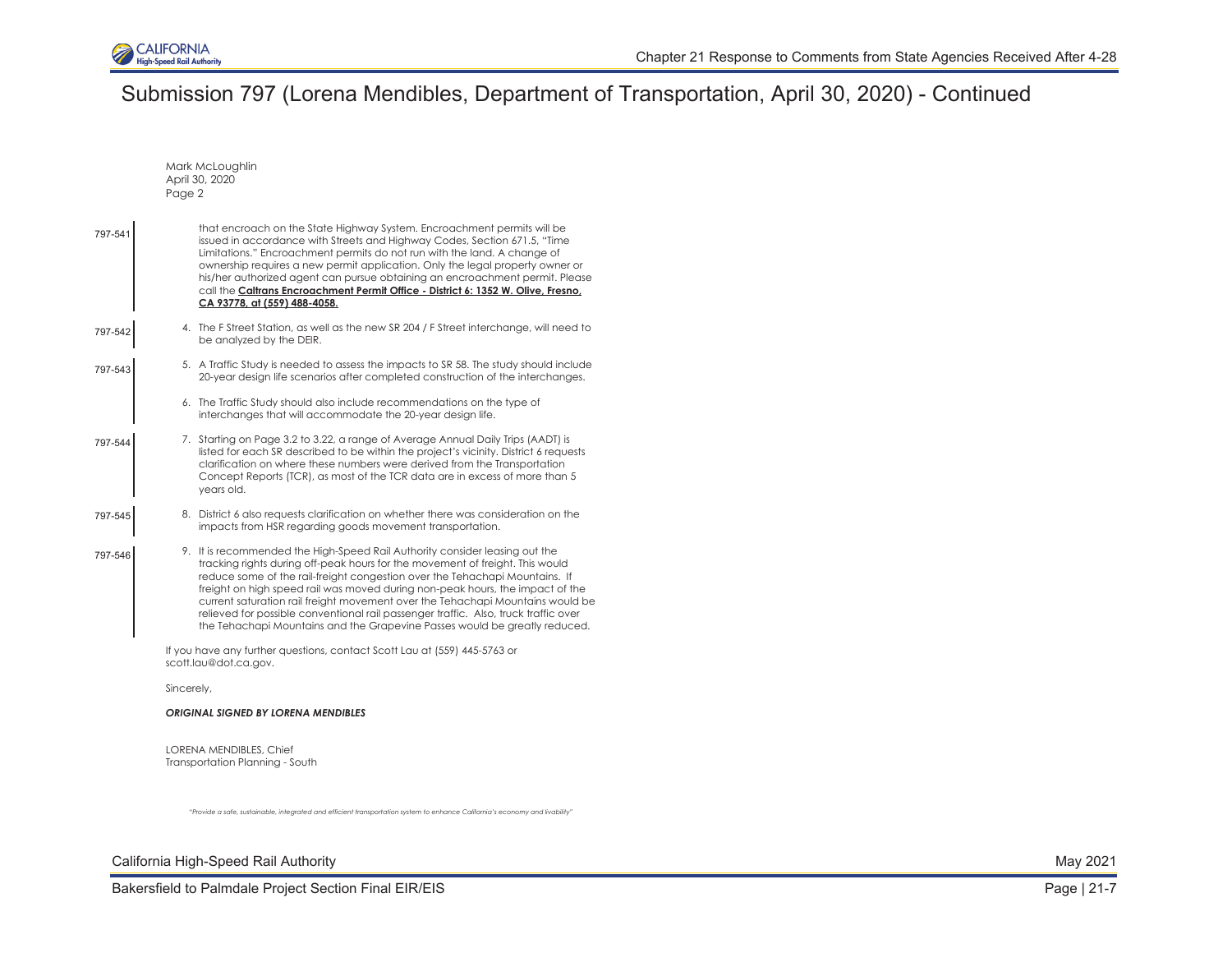# Submission 797 (Lorena Mendibles, Department of Transportation, April 30, 2020) - Continued

Mark McLoughlin
April 30, 2020
Page 2

797-541

that encroach on the State Highway System. Encroachment permits will be issued in accordance with Streets and Highway Codes, Section 671.5, "Time Limitations." Encroachment permits do not run with the land. A change of ownership requires a new permit application. Only the legal property owner or his/her authorized agent can pursue obtaining an encroachment permit. Please call the **Caltrans Encroachment Permit Office - District 6: 1352 W. Olive, Fresno, CA 93778, at (559) 488-4058.**

797-542

4. The F Street Station, as well as the new SR 204 / F Street interchange, will need to be analyzed by the DEIR.

797-543

5. A Traffic Study is needed to assess the impacts to SR 58. The study should include 20-year design life scenarios after completed construction of the interchanges.

6. The Traffic Study should also include recommendations on the type of interchanges that will accommodate the 20-year design life.

797-544

7. Starting on Page 3.2 to 3.22, a range of Average Annual Daily Trips (AADT) is listed for each SR described to be within the project's vicinity. District 6 requests clarification on where these numbers were derived from the Transportation Concept Reports (TCR), as most of the TCR data are in excess of more than 5 years old.

797-545

8. District 6 also requests clarification on whether there was consideration on the impacts from HSR regarding goods movement transportation.

797-546

9. It is recommended the High-Speed Rail Authority consider leasing out the tracking rights during off-peak hours for the movement of freight. This would reduce some of the rail-freight congestion over the Tehachapi Mountains. If freight on high speed rail was moved during non-peak hours, the impact of the current saturation rail freight movement over the Tehachapi Mountains would be relieved for possible conventional rail passenger traffic. Also, truck traffic over the Tehachapi Mountains and the Grapevine Passes would be greatly reduced.

If you have any further questions, contact Scott Lau at (559) 445-5763 or scott.lau@dot.ca.gov.

Sincerely,

***ORIGINAL SIGNED BY LORENA MENDIBLES***

LORENA MENDIBLES, Chief
Transportation Planning - South

*"Provide a safe, sustainable, integrated and efficient transportation system to enhance California's economy and livability"*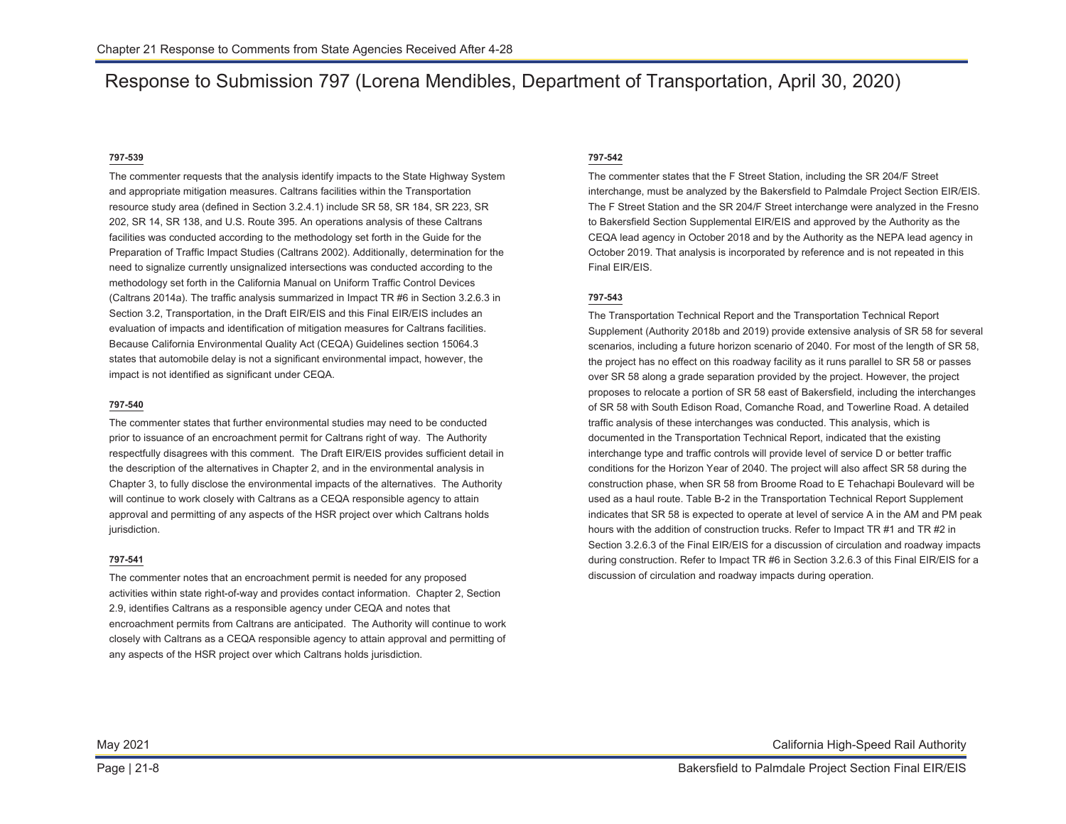# Response to Submission 797 (Lorena Mendibles, Department of Transportation, April 30, 2020)

**797-539**

The commenter requests that the analysis identify impacts to the State Highway System and appropriate mitigation measures. Caltrans facilities within the Transportation resource study area (defined in Section 3.2.4.1) include SR 58, SR 184, SR 223, SR 202, SR 14, SR 138, and U.S. Route 395. An operations analysis of these Caltrans facilities was conducted according to the methodology set forth in the Guide for the Preparation of Traffic Impact Studies (Caltrans 2002). Additionally, determination for the need to signalize currently unsignalized intersections was conducted according to the methodology set forth in the California Manual on Uniform Traffic Control Devices (Caltrans 2014a). The traffic analysis summarized in Impact TR #6 in Section 3.2.6.3 in Section 3.2, Transportation, in the Draft EIR/EIS and this Final EIR/EIS includes an evaluation of impacts and identification of mitigation measures for Caltrans facilities. Because California Environmental Quality Act (CEQA) Guidelines section 15064.3 states that automobile delay is not a significant environmental impact, however, the impact is not identified as significant under CEQA.

**797-540**

The commenter states that further environmental studies may need to be conducted prior to issuance of an encroachment permit for Caltrans right of way. The Authority respectfully disagrees with this comment. The Draft EIR/EIS provides sufficient detail in the description of the alternatives in Chapter 2, and in the environmental analysis in Chapter 3, to fully disclose the environmental impacts of the alternatives. The Authority will continue to work closely with Caltrans as a CEQA responsible agency to attain approval and permitting of any aspects of the HSR project over which Caltrans holds jurisdiction.

**797-541**

The commenter notes that an encroachment permit is needed for any proposed activities within state right-of-way and provides contact information. Chapter 2, Section 2.9, identifies Caltrans as a responsible agency under CEQA and notes that encroachment permits from Caltrans are anticipated. The Authority will continue to work closely with Caltrans as a CEQA responsible agency to attain approval and permitting of any aspects of the HSR project over which Caltrans holds jurisdiction.

**797-542**

The commenter states that the F Street Station, including the SR 204/F Street interchange, must be analyzed by the Bakersfield to Palmdale Project Section EIR/EIS. The F Street Station and the SR 204/F Street interchange were analyzed in the Fresno to Bakersfield Section Supplemental EIR/EIS and approved by the Authority as the CEQA lead agency in October 2018 and by the Authority as the NEPA lead agency in October 2019. That analysis is incorporated by reference and is not repeated in this Final EIR/EIS.

**797-543**

The Transportation Technical Report and the Transportation Technical Report Supplement (Authority 2018b and 2019) provide extensive analysis of SR 58 for several scenarios, including a future horizon scenario of 2040. For most of the length of SR 58, the project has no effect on this roadway facility as it runs parallel to SR 58 or passes over SR 58 along a grade separation provided by the project. However, the project proposes to relocate a portion of SR 58 east of Bakersfield, including the interchanges of SR 58 with South Edison Road, Comanche Road, and Towerline Road. A detailed traffic analysis of these interchanges was conducted. This analysis, which is documented in the Transportation Technical Report, indicated that the existing interchange type and traffic controls will provide level of service D or better traffic conditions for the Horizon Year of 2040. The project will also affect SR 58 during the construction phase, when SR 58 from Broome Road to E Tehachapi Boulevard will be used as a haul route. Table B-2 in the Transportation Technical Report Supplement indicates that SR 58 is expected to operate at level of service A in the AM and PM peak hours with the addition of construction trucks. Refer to Impact TR #1 and TR #2 in Section 3.2.6.3 of the Final EIR/EIS for a discussion of circulation and roadway impacts during construction. Refer to Impact TR #6 in Section 3.2.6.3 of this Final EIR/EIS for a discussion of circulation and roadway impacts during operation.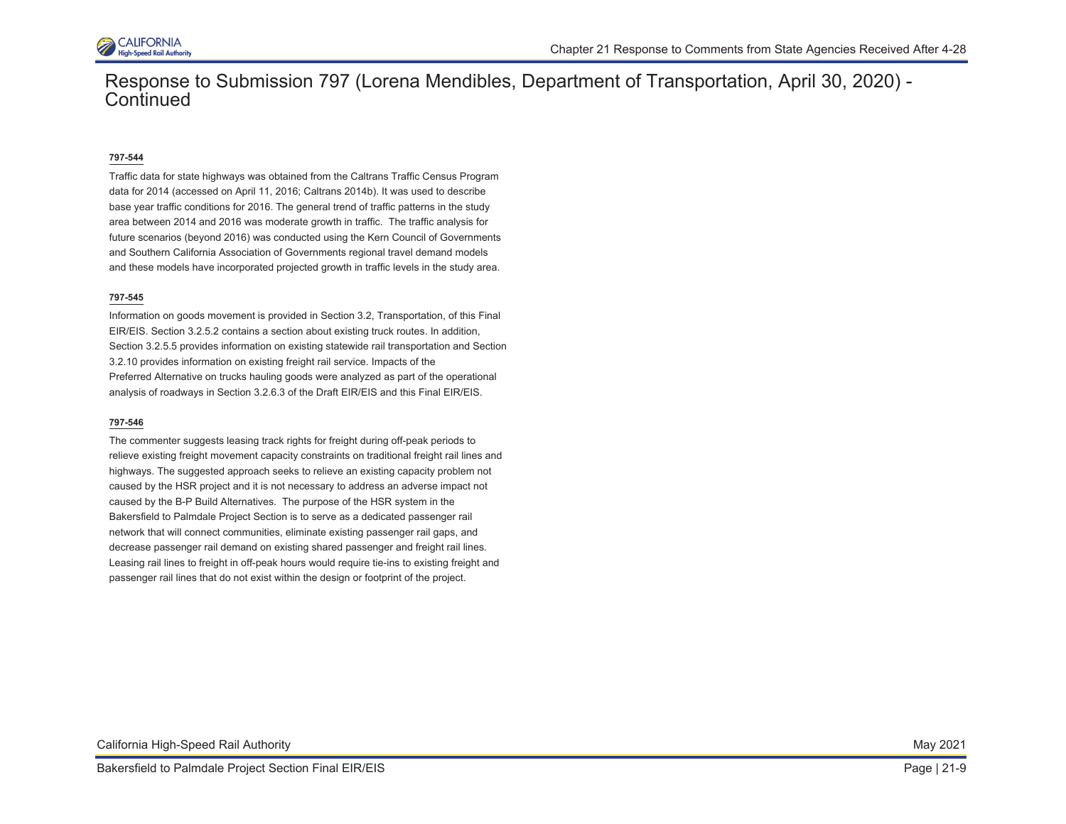# Response to Submission 797 (Lorena Mendibles, Department of Transportation, April 30, 2020) - Continued

**797-544**

Traffic data for state highways was obtained from the Caltrans Traffic Census Program data for 2014 (accessed on April 11, 2016; Caltrans 2014b). It was used to describe base year traffic conditions for 2016. The general trend of traffic patterns in the study area between 2014 and 2016 was moderate growth in traffic. The traffic analysis for future scenarios (beyond 2016) was conducted using the Kern Council of Governments and Southern California Association of Governments regional travel demand models and these models have incorporated projected growth in traffic levels in the study area.

**797-545**

Information on goods movement is provided in Section 3.2, Transportation, of this Final EIR/EIS. Section 3.2.5.2 contains a section about existing truck routes. In addition, Section 3.2.5.5 provides information on existing statewide rail transportation and Section 3.2.10 provides information on existing freight rail service. Impacts of the Preferred Alternative on trucks hauling goods were analyzed as part of the operational analysis of roadways in Section 3.2.6.3 of the Draft EIR/EIS and this Final EIR/EIS.

**797-546**

The commenter suggests leasing track rights for freight during off-peak periods to relieve existing freight movement capacity constraints on traditional freight rail lines and highways. The suggested approach seeks to relieve an existing capacity problem not caused by the HSR project and it is not necessary to address an adverse impact not caused by the B-P Build Alternatives. The purpose of the HSR system in the Bakersfield to Palmdale Project Section is to serve as a dedicated passenger rail network that will connect communities, eliminate existing passenger rail gaps, and decrease passenger rail demand on existing shared passenger and freight rail lines. Leasing rail lines to freight in off-peak hours would require tie-ins to existing freight and passenger rail lines that do not exist within the design or footprint of the project.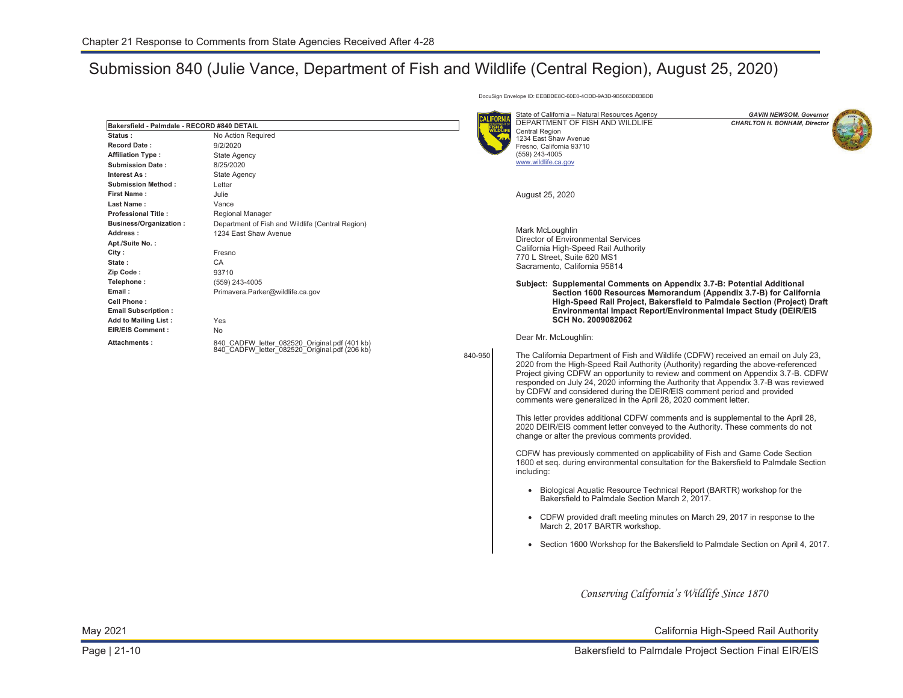# Submission 840 (Julie Vance, Department of Fish and Wildlife (Central Region), August 25, 2020)

| Bakersfield - Palmdale - RECORD #840 DETAIL | |
|---|---|
| **Status :** | No Action Required |
| **Record Date :** | 9/2/2020 |
| **Affiliation Type :** | State Agency |
| **Submission Date :** | 8/25/2020 |
| **Interest As :** | State Agency |
| **Submission Method :** | Letter |
| **First Name :** | Julie |
| **Last Name :** | Vance |
| **Professional Title :** | Regional Manager |
| **Business/Organization :** | Department of Fish and Wildlife (Central Region) |
| **Address :** | 1234 East Shaw Avenue |
| **Apt./Suite No. :** | |
| **City :** | Fresno |
| **State :** | CA |
| **Zip Code :** | 93710 |
| **Telephone :** | (559) 243-4005 |
| **Email :** | Primavera.Parker@wildlife.ca.gov |
| **Cell Phone :** | |
| **Email Subscription :** | |
| **Add to Mailing List :** | Yes |
| **EIR/EIS Comment :** | No |
| **Attachments :** | 840_CADFW_letter_082520_Original.pdf (401 kb)<br>840_CADFW_letter_082520_Original.pdf (206 kb) |

DocuSign Envelope ID: EEBBDE8C-60E0-4ODD-9A3D-9B5063DB3BDB

State of California – Natural Resources Agency
DEPARTMENT OF FISH AND WILDLIFE
Central Region
1234 East Shaw Avenue
Fresno, California 93710
(559) 243-4005
www.wildlife.ca.gov

***GAVIN NEWSOM, Governor***
***CHARLTON H. BONHAM, Director***

August 25, 2020

Mark McLoughlin
Director of Environmental Services
California High-Speed Rail Authority
770 L Street, Suite 620 MS1
Sacramento, California 95814

**Subject: Supplemental Comments on Appendix 3.7-B: Potential Additional Section 1600 Resources Memorandum (Appendix 3.7-B) for California High-Speed Rail Project, Bakersfield to Palmdale Section (Project) Draft Environmental Impact Report/Environmental Impact Study (DEIR/EIS SCH No. 2009082062**

Dear Mr. McLoughlin:

840-950

The California Department of Fish and Wildlife (CDFW) received an email on July 23, 2020 from the High-Speed Rail Authority (Authority) regarding the above-referenced Project giving CDFW an opportunity to review and comment on Appendix 3.7-B. CDFW responded on July 24, 2020 informing the Authority that Appendix 3.7-B was reviewed by CDFW and considered during the DEIR/EIS comment period and provided comments were generalized in the April 28, 2020 comment letter.

This letter provides additional CDFW comments and is supplemental to the April 28, 2020 DEIR/EIS comment letter conveyed to the Authority. These comments do not change or alter the previous comments provided.

CDFW has previously commented on applicability of Fish and Game Code Section 1600 et seq. during environmental consultation for the Bakersfield to Palmdale Section including:

- Biological Aquatic Resource Technical Report (BARTR) workshop for the Bakersfield to Palmdale Section March 2, 2017.
- CDFW provided draft meeting minutes on March 29, 2017 in response to the March 2, 2017 BARTR workshop.
- Section 1600 Workshop for the Bakersfield to Palmdale Section on April 4, 2017.

*Conserving California's Wildlife Since 1870*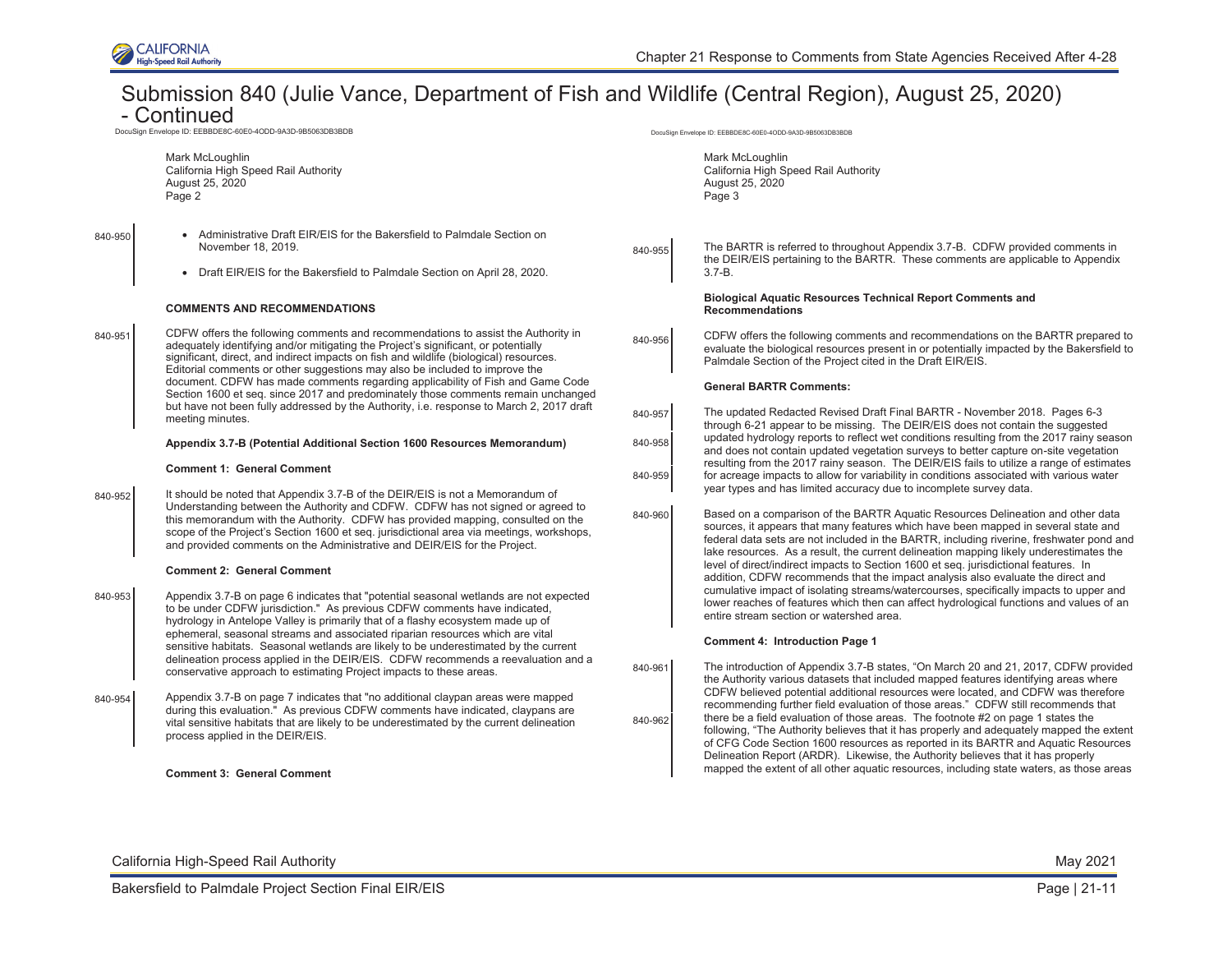# Submission 840 (Julie Vance, Department of Fish and Wildlife (Central Region), August 25, 2020) - Continued

DocuSign Envelope ID: EEBBDE8C-60E0-4ODD-9A3D-9B5063DB3BDB

Mark McLoughlin
California High Speed Rail Authority
August 25, 2020
Page 2

840-950

- Administrative Draft EIR/EIS for the Bakersfield to Palmdale Section on November 18, 2019.
- Draft EIR/EIS for the Bakersfield to Palmdale Section on April 28, 2020.

**COMMENTS AND RECOMMENDATIONS**

840-951

CDFW offers the following comments and recommendations to assist the Authority in adequately identifying and/or mitigating the Project's significant, or potentially significant, direct, and indirect impacts on fish and wildlife (biological) resources. Editorial comments or other suggestions may also be included to improve the document. CDFW has made comments regarding applicability of Fish and Game Code Section 1600 et seq. since 2017 and predominately those comments remain unchanged but have not been fully addressed by the Authority, i.e. response to March 2, 2017 draft meeting minutes.

**Appendix 3.7-B (Potential Additional Section 1600 Resources Memorandum)**

**Comment 1: General Comment**

840-952

It should be noted that Appendix 3.7-B of the DEIR/EIS is not a Memorandum of Understanding between the Authority and CDFW. CDFW has not signed or agreed to this memorandum with the Authority. CDFW has provided mapping, consulted on the scope of the Project's Section 1600 et seq. jurisdictional area via meetings, workshops, and provided comments on the Administrative and DEIR/EIS for the Project.

**Comment 2: General Comment**

840-953

Appendix 3.7-B on page 6 indicates that "potential seasonal wetlands are not expected to be under CDFW jurisdiction." As previous CDFW comments have indicated, hydrology in Antelope Valley is primarily that of a flashy ecosystem made up of ephemeral, seasonal streams and associated riparian resources which are vital sensitive habitats. Seasonal wetlands are likely to be underestimated by the current delineation process applied in the DEIR/EIS. CDFW recommends a reevaluation and a conservative approach to estimating Project impacts to these areas.

840-954

Appendix 3.7-B on page 7 indicates that "no additional claypan areas were mapped during this evaluation." As previous CDFW comments have indicated, claypans are vital sensitive habitats that are likely to be underestimated by the current delineation process applied in the DEIR/EIS.

**Comment 3: General Comment**

DocuSign Envelope ID: EEBBDE8C-60E0-4ODD-9A3D-9B5063DB3BDB

Mark McLoughlin
California High Speed Rail Authority
August 25, 2020
Page 3

840-955

The BARTR is referred to throughout Appendix 3.7-B. CDFW provided comments in the DEIR/EIS pertaining to the BARTR. These comments are applicable to Appendix 3.7-B.

**Biological Aquatic Resources Technical Report Comments and Recommendations**

840-956

CDFW offers the following comments and recommendations on the BARTR prepared to evaluate the biological resources present in or potentially impacted by the Bakersfield to Palmdale Section of the Project cited in the Draft EIR/EIS.

**General BARTR Comments:**

840-957 / 840-958 / 840-959

The updated Redacted Revised Draft Final BARTR - November 2018. Pages 6-3 through 6-21 appear to be missing. The DEIR/EIS does not contain the suggested updated hydrology reports to reflect wet conditions resulting from the 2017 rainy season and does not contain updated vegetation surveys to better capture on-site vegetation resulting from the 2017 rainy season. The DEIR/EIS fails to utilize a range of estimates for acreage impacts to allow for variability in conditions associated with various water year types and has limited accuracy due to incomplete survey data.

840-960

Based on a comparison of the BARTR Aquatic Resources Delineation and other data sources, it appears that many features which have been mapped in several state and federal data sets are not included in the BARTR, including riverine, freshwater pond and lake resources. As a result, the current delineation mapping likely underestimates the level of direct/indirect impacts to Section 1600 et seq. jurisdictional features. In addition, CDFW recommends that the impact analysis also evaluate the direct and cumulative impact of isolating streams/watercourses, specifically impacts to upper and lower reaches of features which then can affect hydrological functions and values of an entire stream section or watershed area.

**Comment 4: Introduction Page 1**

840-961 / 840-962

The introduction of Appendix 3.7-B states, "On March 20 and 21, 2017, CDFW provided the Authority various datasets that included mapped features identifying areas where CDFW believed potential additional resources were located, and CDFW was therefore recommending further field evaluation of those areas." CDFW still recommends that there be a field evaluation of those areas. The footnote #2 on page 1 states the following, "The Authority believes that it has properly and adequately mapped the extent of CFG Code Section 1600 resources as reported in its BARTR and Aquatic Resources Delineation Report (ARDR). Likewise, the Authority believes that it has properly mapped the extent of all other aquatic resources, including state waters, as those areas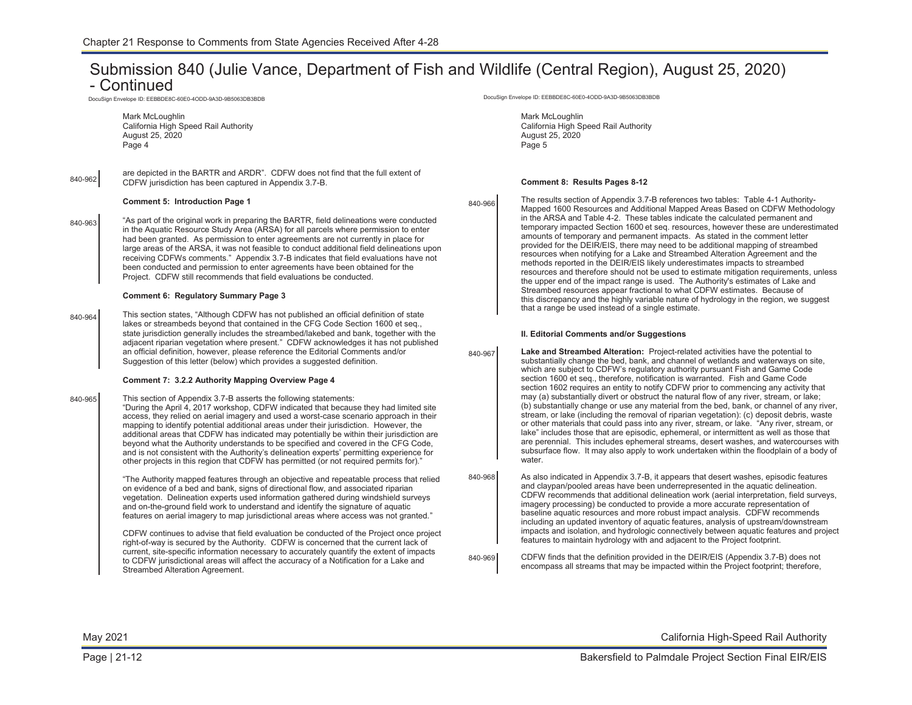# Submission 840 (Julie Vance, Department of Fish and Wildlife (Central Region), August 25, 2020) - Continued

DocuSign Envelope ID: EEBBDE8C-60E0-4ODD-9A3D-9B5063DB3BDB

Mark McLoughlin
California High Speed Rail Authority
August 25, 2020
Page 4

840-962

are depicted in the BARTR and ARDR". CDFW does not find that the full extent of CDFW jurisdiction has been captured in Appendix 3.7-B.

**Comment 5: Introduction Page 1**

840-963

"As part of the original work in preparing the BARTR, field delineations were conducted in the Aquatic Resource Study Area (ARSA) for all parcels where permission to enter had been granted. As permission to enter agreements are not currently in place for large areas of the ARSA, it was not feasible to conduct additional field delineations upon receiving CDFWs comments." Appendix 3.7-B indicates that field evaluations have not been conducted and permission to enter agreements have been obtained for the Project. CDFW still recommends that field evaluations be conducted.

**Comment 6: Regulatory Summary Page 3**

840-964

This section states, "Although CDFW has not published an official definition of state lakes or streambeds beyond that contained in the CFG Code Section 1600 et seq., state jurisdiction generally includes the streambed/lakebed and bank, together with the adjacent riparian vegetation where present." CDFW acknowledges it has not published an official definition, however, please reference the Editorial Comments and/or Suggestion of this letter (below) which provides a suggested definition.

**Comment 7: 3.2.2 Authority Mapping Overview Page 4**

840-965

This section of Appendix 3.7-B asserts the following statements:
"During the April 4, 2017 workshop, CDFW indicated that because they had limited site access, they relied on aerial imagery and used a worst-case scenario approach in their mapping to identify potential additional areas under their jurisdiction. However, the additional areas that CDFW has indicated may potentially be within their jurisdiction are beyond what the Authority understands to be specified and covered in the CFG Code, and is not consistent with the Authority's delineation experts' permitting experience for other projects in this region that CDFW has permitted (or not required permits for)."

"The Authority mapped features through an objective and repeatable process that relied on evidence of a bed and bank, signs of directional flow, and associated riparian vegetation. Delineation experts used information gathered during windshield surveys and on-the-ground field work to understand and identify the signature of aquatic features on aerial imagery to map jurisdictional areas where access was not granted."

CDFW continues to advise that field evaluation be conducted of the Project once project right-of-way is secured by the Authority. CDFW is concerned that the current lack of current, site-specific information necessary to accurately quantify the extent of impacts to CDFW jurisdictional areas will affect the accuracy of a Notification for a Lake and Streambed Alteration Agreement.

DocuSign Envelope ID: EEBBDE8C-60E0-4ODD-9A3D-9B5063DB3BDB

Mark McLoughlin
California High Speed Rail Authority
August 25, 2020
Page 5

**Comment 8: Results Pages 8-12**

840-966

The results section of Appendix 3.7-B references two tables: Table 4-1 Authority-Mapped 1600 Resources and Additional Mapped Areas Based on CDFW Methodology in the ARSA and Table 4-2. These tables indicate the calculated permanent and temporary impacted Section 1600 et seq. resources, however these are underestimated amounts of temporary and permanent impacts. As stated in the comment letter provided for the DEIR/EIS, there may need to be additional mapping of streambed resources when notifying for a Lake and Streambed Alteration Agreement and the methods reported in the DEIR/EIS likely underestimates impacts to streambed resources and therefore should not be used to estimate mitigation requirements, unless the upper end of the impact range is used. The Authority's estimates of Lake and Streambed resources appear fractional to what CDFW estimates. Because of this discrepancy and the highly variable nature of hydrology in the region, we suggest that a range be used instead of a single estimate.

**II. Editorial Comments and/or Suggestions**

840-967

**Lake and Streambed Alteration:** Project-related activities have the potential to substantially change the bed, bank, and channel of wetlands and waterways on site, which are subject to CDFW's regulatory authority pursuant Fish and Game Code section 1600 et seq., therefore, notification is warranted. Fish and Game Code section 1602 requires an entity to notify CDFW prior to commencing any activity that may (a) substantially divert or obstruct the natural flow of any river, stream, or lake; (b) substantially change or use any material from the bed, bank, or channel of any river, stream, or lake (including the removal of riparian vegetation): (c) deposit debris, waste or other materials that could pass into any river, stream, or lake. "Any river, stream, or lake" includes those that are episodic, ephemeral, or intermittent as well as those that are perennial. This includes ephemeral streams, desert washes, and watercourses with subsurface flow. It may also apply to work undertaken within the floodplain of a body of water.

840-968

As also indicated in Appendix 3.7-B, it appears that desert washes, episodic features and claypan/pooled areas have been underrepresented in the aquatic delineation. CDFW recommends that additional delineation work (aerial interpretation, field surveys, imagery processing) be conducted to provide a more accurate representation of baseline aquatic resources and more robust impact analysis. CDFW recommends including an updated inventory of aquatic features, analysis of upstream/downstream impacts and isolation, and hydrologic connectively between aquatic features and project features to maintain hydrology with and adjacent to the Project footprint.

840-969

CDFW finds that the definition provided in the DEIR/EIS (Appendix 3.7-B) does not encompass all streams that may be impacted within the Project footprint; therefore,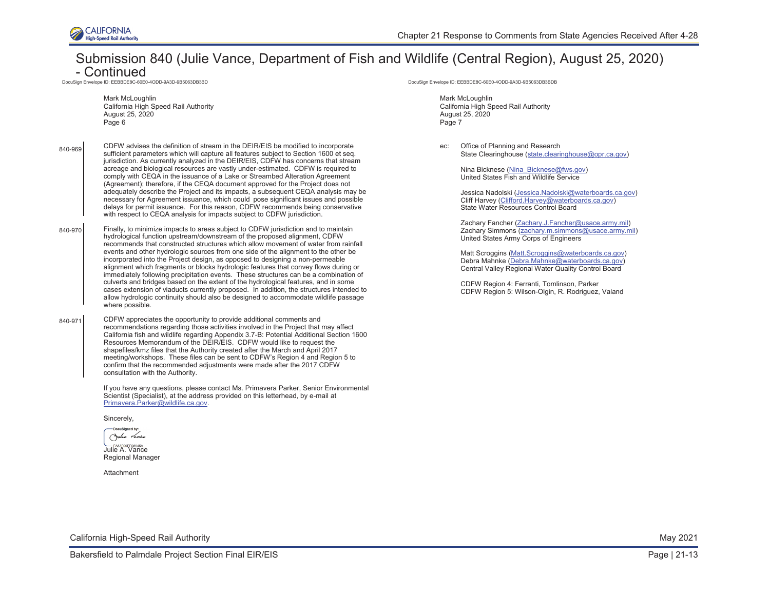# Submission 840 (Julie Vance, Department of Fish and Wildlife (Central Region), August 25, 2020) - Continued

DocuSign Envelope ID: EEBBDE8C-60E0-4ODD-9A3D-9B5063DB3BD

Mark McLoughlin
California High Speed Rail Authority
August 25, 2020
Page 6

840-969

CDFW advises the definition of stream in the DEIR/EIS be modified to incorporate sufficient parameters which will capture all features subject to Section 1600 et seq. jurisdiction. As currently analyzed in the DEIR/EIS, CDFW has concerns that stream acreage and biological resources are vastly under-estimated. CDFW is required to comply with CEQA in the issuance of a Lake or Streambed Alteration Agreement (Agreement); therefore, if the CEQA document approved for the Project does not adequately describe the Project and its impacts, a subsequent CEQA analysis may be necessary for Agreement issuance, which could pose significant issues and possible delays for permit issuance. For this reason, CDFW recommends being conservative with respect to CEQA analysis for impacts subject to CDFW jurisdiction.

840-970

Finally, to minimize impacts to areas subject to CDFW jurisdiction and to maintain hydrological function upstream/downstream of the proposed alignment, CDFW recommends that constructed structures which allow movement of water from rainfall events and other hydrologic sources from one side of the alignment to the other be incorporated into the Project design, as opposed to designing a non-permeable alignment which fragments or blocks hydrologic features that convey flows during or immediately following precipitation events. These structures can be a combination of culverts and bridges based on the extent of the hydrological features, and in some cases extension of viaducts currently proposed. In addition, the structures intended to allow hydrologic continuity should also be designed to accommodate wildlife passage where possible.

840-971

CDFW appreciates the opportunity to provide additional comments and recommendations regarding those activities involved in the Project that may affect California fish and wildlife regarding Appendix 3.7-B: Potential Additional Section 1600 Resources Memorandum of the DEIR/EIS. CDFW would like to request the shapefiles/kmz files that the Authority created after the March and April 2017 meeting/workshops. These files can be sent to CDFW's Region 4 and Region 5 to confirm that the recommended adjustments were made after the 2017 CDFW consultation with the Authority.

If you have any questions, please contact Ms. Primavera Parker, Senior Environmental Scientist (Specialist), at the address provided on this letterhead, by e-mail at Primavera.Parker@wildlife.ca.gov.

Sincerely,

DocuSigned by:
Julie Vance
EA83F09FE09845A

Julie A. Vance
Regional Manager

Attachment

DocuSign Envelope ID: EEBBDE8C-60E0-4ODD-9A3D-9B5063DB3BDB

Mark McLoughlin
California High Speed Rail Authority
August 25, 2020
Page 7

ec: Office of Planning and Research
State Clearinghouse (state.clearinghouse@opr.ca.gov)

Nina Bicknese (Nina_Bicknese@fws.gov)
United States Fish and Wildlife Service

Jessica Nadolski (Jessica.Nadolski@waterboards.ca.gov)
Cliff Harvey (Clifford.Harvey@waterboards.ca.gov)
State Water Resources Control Board

Zachary Fancher (Zachary.J.Fancher@usace.army.mil)
Zachary Simmons (zachary.m.simmons@usace.army.mil)
United States Army Corps of Engineers

Matt Scroggins (Matt.Scroggins@waterboards.ca.gov)
Debra Mahnke (Debra.Mahnke@waterboards.ca.gov)
Central Valley Regional Water Quality Control Board

CDFW Region 4: Ferranti, Tomlinson, Parker
CDFW Region 5: Wilson-Olgin, R. Rodriguez, Valand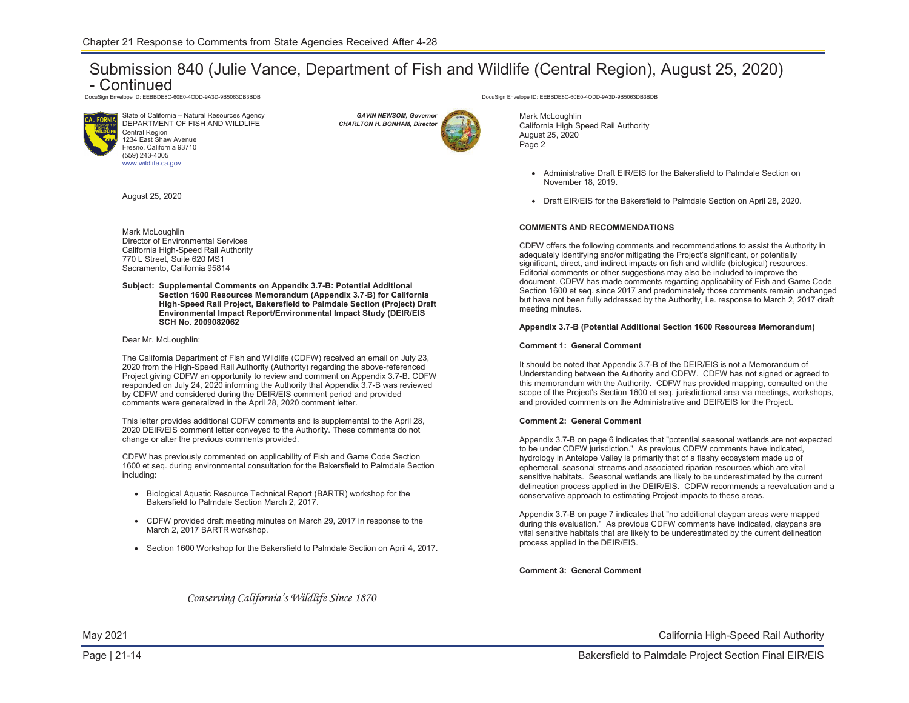# Submission 840 (Julie Vance, Department of Fish and Wildlife (Central Region), August 25, 2020) - Continued

DocuSign Envelope ID: EEBBDE8C-60E0-4ODD-9A3D-9B5063DB3BDB

State of California – Natural Resources Agency
DEPARTMENT OF FISH AND WILDLIFE
Central Region
1234 East Shaw Avenue
Fresno, California 93710
(559) 243-4005
www.wildlife.ca.gov

*GAVIN NEWSOM, Governor*
*CHARLTON H. BONHAM, Director*

August 25, 2020

Mark McLoughlin
Director of Environmental Services
California High-Speed Rail Authority
770 L Street, Suite 620 MS1
Sacramento, California 95814

**Subject: Supplemental Comments on Appendix 3.7-B: Potential Additional Section 1600 Resources Memorandum (Appendix 3.7-B) for California High-Speed Rail Project, Bakersfield to Palmdale Section (Project) Draft Environmental Impact Report/Environmental Impact Study (DEIR/EIS SCH No. 2009082062**

Dear Mr. McLoughlin:

The California Department of Fish and Wildlife (CDFW) received an email on July 23, 2020 from the High-Speed Rail Authority (Authority) regarding the above-referenced Project giving CDFW an opportunity to review and comment on Appendix 3.7-B. CDFW responded on July 24, 2020 informing the Authority that Appendix 3.7-B was reviewed by CDFW and considered during the DEIR/EIS comment period and provided comments were generalized in the April 28, 2020 comment letter.

This letter provides additional CDFW comments and is supplemental to the April 28, 2020 DEIR/EIS comment letter conveyed to the Authority. These comments do not change or alter the previous comments provided.

CDFW has previously commented on applicability of Fish and Game Code Section 1600 et seq. during environmental consultation for the Bakersfield to Palmdale Section including:

- Biological Aquatic Resource Technical Report (BARTR) workshop for the Bakersfield to Palmdale Section March 2, 2017.
- CDFW provided draft meeting minutes on March 29, 2017 in response to the March 2, 2017 BARTR workshop.
- Section 1600 Workshop for the Bakersfield to Palmdale Section on April 4, 2017.

*Conserving California's Wildlife Since 1870*

DocuSign Envelope ID: EEBBDE8C-60E0-4ODD-9A3D-9B5063DB3BDB

Mark McLoughlin
California High Speed Rail Authority
August 25, 2020
Page 2

- Administrative Draft EIR/EIS for the Bakersfield to Palmdale Section on November 18, 2019.
- Draft EIR/EIS for the Bakersfield to Palmdale Section on April 28, 2020.

**COMMENTS AND RECOMMENDATIONS**

CDFW offers the following comments and recommendations to assist the Authority in adequately identifying and/or mitigating the Project's significant, or potentially significant, direct, and indirect impacts on fish and wildlife (biological) resources. Editorial comments or other suggestions may also be included to improve the document. CDFW has made comments regarding applicability of Fish and Game Code Section 1600 et seq. since 2017 and predominately those comments remain unchanged but have not been fully addressed by the Authority, i.e. response to March 2, 2017 draft meeting minutes.

**Appendix 3.7-B (Potential Additional Section 1600 Resources Memorandum)**

**Comment 1: General Comment**

It should be noted that Appendix 3.7-B of the DEIR/EIS is not a Memorandum of Understanding between the Authority and CDFW. CDFW has not signed or agreed to this memorandum with the Authority. CDFW has provided mapping, consulted on the scope of the Project's Section 1600 et seq. jurisdictional area via meetings, workshops, and provided comments on the Administrative and DEIR/EIS for the Project.

**Comment 2: General Comment**

Appendix 3.7-B on page 6 indicates that "potential seasonal wetlands are not expected to be under CDFW jurisdiction." As previous CDFW comments have indicated, hydrology in Antelope Valley is primarily that of a flashy ecosystem made up of ephemeral, seasonal streams and associated riparian resources which are vital sensitive habitats. Seasonal wetlands are likely to be underestimated by the current delineation process applied in the DEIR/EIS. CDFW recommends a reevaluation and a conservative approach to estimating Project impacts to these areas.

Appendix 3.7-B on page 7 indicates that "no additional claypan areas were mapped during this evaluation." As previous CDFW comments have indicated, claypans are vital sensitive habitats that are likely to be underestimated by the current delineation process applied in the DEIR/EIS.

**Comment 3: General Comment**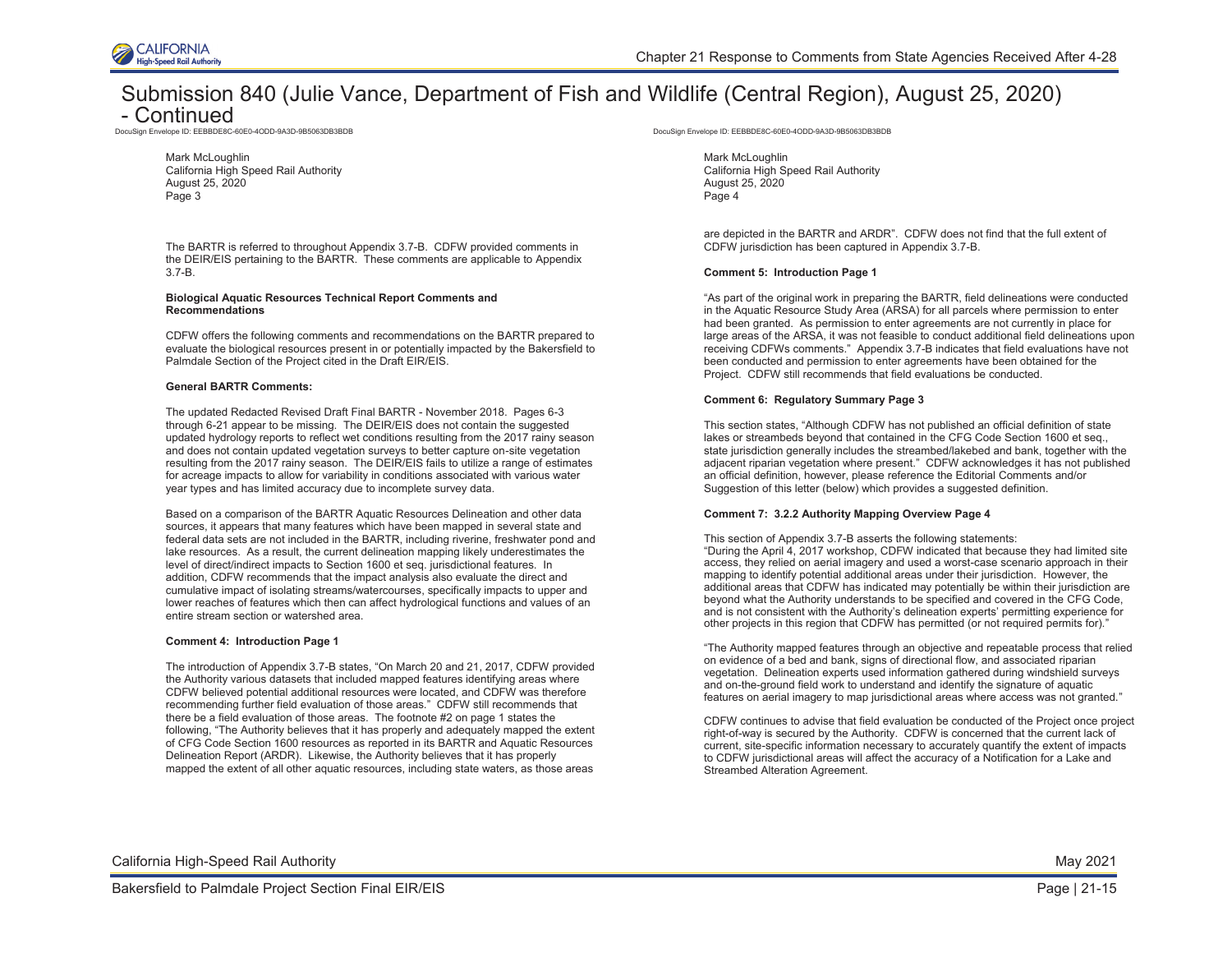# Submission 840 (Julie Vance, Department of Fish and Wildlife (Central Region), August 25, 2020) - Continued

DocuSign Envelope ID: EEBBDE8C-60E0-4ODD-9A3D-9B5063DB3BDB

Mark McLoughlin
California High Speed Rail Authority
August 25, 2020
Page 3

The BARTR is referred to throughout Appendix 3.7-B. CDFW provided comments in the DEIR/EIS pertaining to the BARTR. These comments are applicable to Appendix 3.7-B.

**Biological Aquatic Resources Technical Report Comments and Recommendations**

CDFW offers the following comments and recommendations on the BARTR prepared to evaluate the biological resources present in or potentially impacted by the Bakersfield to Palmdale Section of the Project cited in the Draft EIR/EIS.

**General BARTR Comments:**

The updated Redacted Revised Draft Final BARTR - November 2018. Pages 6-3 through 6-21 appear to be missing. The DEIR/EIS does not contain the suggested updated hydrology reports to reflect wet conditions resulting from the 2017 rainy season and does not contain updated vegetation surveys to better capture on-site vegetation resulting from the 2017 rainy season. The DEIR/EIS fails to utilize a range of estimates for acreage impacts to allow for variability in conditions associated with various water year types and has limited accuracy due to incomplete survey data.

Based on a comparison of the BARTR Aquatic Resources Delineation and other data sources, it appears that many features which have been mapped in several state and federal data sets are not included in the BARTR, including riverine, freshwater pond and lake resources. As a result, the current delineation mapping likely underestimates the level of direct/indirect impacts to Section 1600 et seq. jurisdictional features. In addition, CDFW recommends that the impact analysis also evaluate the direct and cumulative impact of isolating streams/watercourses, specifically impacts to upper and lower reaches of features which then can affect hydrological functions and values of an entire stream section or watershed area.

**Comment 4: Introduction Page 1**

The introduction of Appendix 3.7-B states, "On March 20 and 21, 2017, CDFW provided the Authority various datasets that included mapped features identifying areas where CDFW believed potential additional resources were located, and CDFW was therefore recommending further field evaluation of those areas." CDFW still recommends that there be a field evaluation of those areas. The footnote #2 on page 1 states the following, "The Authority believes that it has properly and adequately mapped the extent of CFG Code Section 1600 resources as reported in its BARTR and Aquatic Resources Delineation Report (ARDR). Likewise, the Authority believes that it has properly mapped the extent of all other aquatic resources, including state waters, as those areas

DocuSign Envelope ID: EEBBDE8C-60E0-4ODD-9A3D-9B5063DB3BDB

Mark McLoughlin
California High Speed Rail Authority
August 25, 2020
Page 4

are depicted in the BARTR and ARDR". CDFW does not find that the full extent of CDFW jurisdiction has been captured in Appendix 3.7-B.

**Comment 5: Introduction Page 1**

"As part of the original work in preparing the BARTR, field delineations were conducted in the Aquatic Resource Study Area (ARSA) for all parcels where permission to enter had been granted. As permission to enter agreements are not currently in place for large areas of the ARSA, it was not feasible to conduct additional field delineations upon receiving CDFWs comments." Appendix 3.7-B indicates that field evaluations have not been conducted and permission to enter agreements have been obtained for the Project. CDFW still recommends that field evaluations be conducted.

**Comment 6: Regulatory Summary Page 3**

This section states, "Although CDFW has not published an official definition of state lakes or streambeds beyond that contained in the CFG Code Section 1600 et seq., state jurisdiction generally includes the streambed/lakebed and bank, together with the adjacent riparian vegetation where present." CDFW acknowledges it has not published an official definition, however, please reference the Editorial Comments and/or Suggestion of this letter (below) which provides a suggested definition.

**Comment 7: 3.2.2 Authority Mapping Overview Page 4**

This section of Appendix 3.7-B asserts the following statements:
"During the April 4, 2017 workshop, CDFW indicated that because they had limited site access, they relied on aerial imagery and used a worst-case scenario approach in their mapping to identify potential additional areas under their jurisdiction. However, the additional areas that CDFW has indicated may potentially be within their jurisdiction are beyond what the Authority understands to be specified and covered in the CFG Code, and is not consistent with the Authority's delineation experts' permitting experience for other projects in this region that CDFW has permitted (or not required permits for)."

"The Authority mapped features through an objective and repeatable process that relied on evidence of a bed and bank, signs of directional flow, and associated riparian vegetation. Delineation experts used information gathered during windshield surveys and on-the-ground field work to understand and identify the signature of aquatic features on aerial imagery to map jurisdictional areas where access was not granted."

CDFW continues to advise that field evaluation be conducted of the Project once project right-of-way is secured by the Authority. CDFW is concerned that the current lack of current, site-specific information necessary to accurately quantify the extent of impacts to CDFW jurisdictional areas will affect the accuracy of a Notification for a Lake and Streambed Alteration Agreement.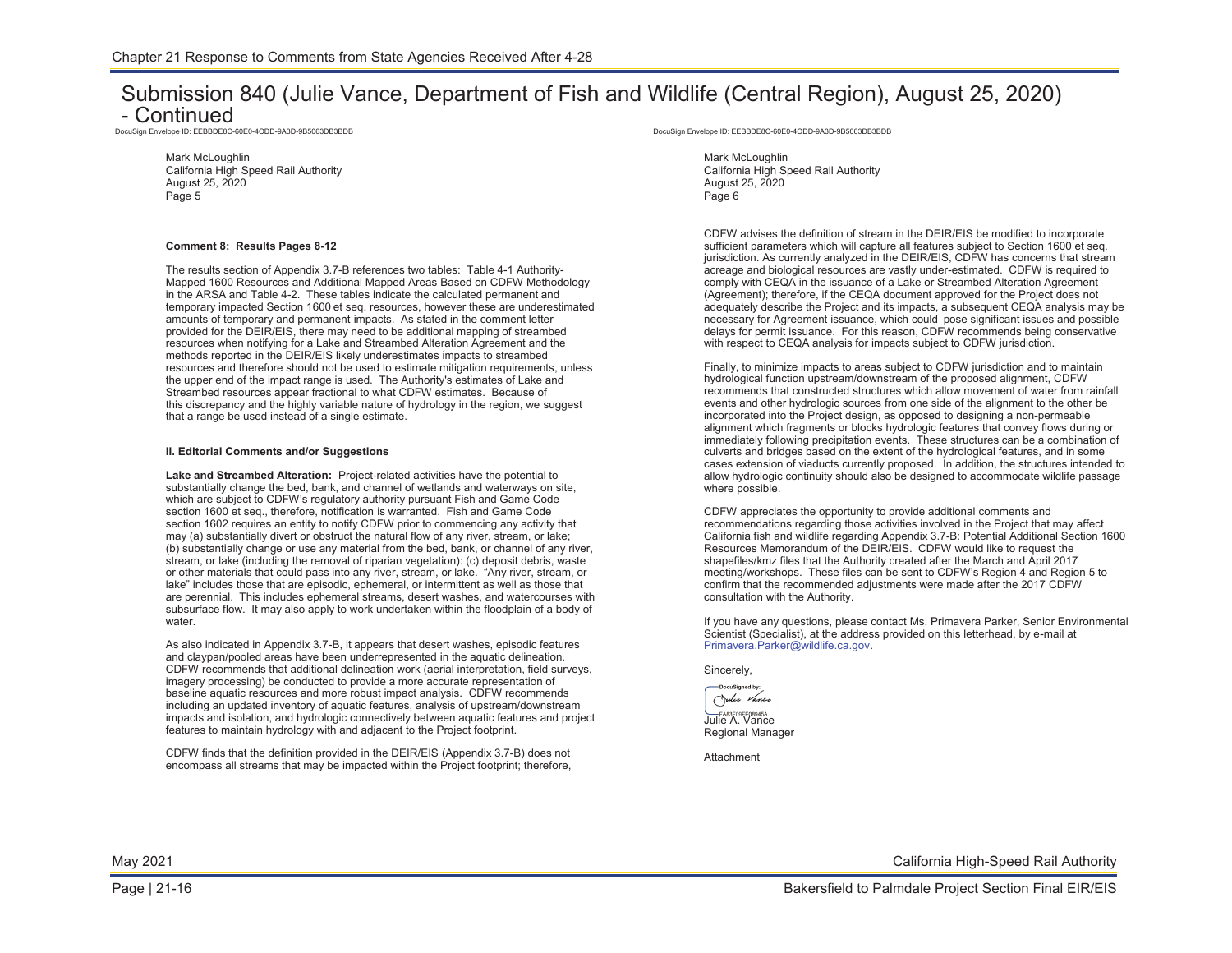# Submission 840 (Julie Vance, Department of Fish and Wildlife (Central Region), August 25, 2020) - Continued

DocuSign Envelope ID: EEBBDE8C-60E0-4ODD-9A3D-9B5063DB3BDB

Mark McLoughlin
California High Speed Rail Authority
August 25, 2020
Page 5

**Comment 8: Results Pages 8-12**

The results section of Appendix 3.7-B references two tables: Table 4-1 Authority-Mapped 1600 Resources and Additional Mapped Areas Based on CDFW Methodology in the ARSA and Table 4-2. These tables indicate the calculated permanent and temporary impacted Section 1600 et seq. resources, however these are underestimated amounts of temporary and permanent impacts. As stated in the comment letter provided for the DEIR/EIS, there may need to be additional mapping of streambed resources when notifying for a Lake and Streambed Alteration Agreement and the methods reported in the DEIR/EIS likely underestimates impacts to streambed resources and therefore should not be used to estimate mitigation requirements, unless the upper end of the impact range is used. The Authority's estimates of Lake and Streambed resources appear fractional to what CDFW estimates. Because of this discrepancy and the highly variable nature of hydrology in the region, we suggest that a range be used instead of a single estimate.

**II. Editorial Comments and/or Suggestions**

**Lake and Streambed Alteration:** Project-related activities have the potential to substantially change the bed, bank, and channel of wetlands and waterways on site, which are subject to CDFW's regulatory authority pursuant Fish and Game Code section 1600 et seq., therefore, notification is warranted. Fish and Game Code section 1602 requires an entity to notify CDFW prior to commencing any activity that may (a) substantially divert or obstruct the natural flow of any river, stream, or lake; (b) substantially change or use any material from the bed, bank, or channel of any river, stream, or lake (including the removal of riparian vegetation): (c) deposit debris, waste or other materials that could pass into any river, stream, or lake. "Any river, stream, or lake" includes those that are episodic, ephemeral, or intermittent as well as those that are perennial. This includes ephemeral streams, desert washes, and watercourses with subsurface flow. It may also apply to work undertaken within the floodplain of a body of water.

As also indicated in Appendix 3.7-B, it appears that desert washes, episodic features and claypan/pooled areas have been underrepresented in the aquatic delineation. CDFW recommends that additional delineation work (aerial interpretation, field surveys, imagery processing) be conducted to provide a more accurate representation of baseline aquatic resources and more robust impact analysis. CDFW recommends including an updated inventory of aquatic features, analysis of upstream/downstream impacts and isolation, and hydrologic connectively between aquatic features and project features to maintain hydrology with and adjacent to the Project footprint.

CDFW finds that the definition provided in the DEIR/EIS (Appendix 3.7-B) does not encompass all streams that may be impacted within the Project footprint; therefore,

DocuSign Envelope ID: EEBBDE8C-60E0-4ODD-9A3D-9B5063DB3BDB

Mark McLoughlin
California High Speed Rail Authority
August 25, 2020
Page 6

CDFW advises the definition of stream in the DEIR/EIS be modified to incorporate sufficient parameters which will capture all features subject to Section 1600 et seq. jurisdiction. As currently analyzed in the DEIR/EIS, CDFW has concerns that stream acreage and biological resources are vastly under-estimated. CDFW is required to comply with CEQA in the issuance of a Lake or Streambed Alteration Agreement (Agreement); therefore, if the CEQA document approved for the Project does not adequately describe the Project and its impacts, a subsequent CEQA analysis may be necessary for Agreement issuance, which could pose significant issues and possible delays for permit issuance. For this reason, CDFW recommends being conservative with respect to CEQA analysis for impacts subject to CDFW jurisdiction.

Finally, to minimize impacts to areas subject to CDFW jurisdiction and to maintain hydrological function upstream/downstream of the proposed alignment, CDFW recommends that constructed structures which allow movement of water from rainfall events and other hydrologic sources from one side of the alignment to the other be incorporated into the Project design, as opposed to designing a non-permeable alignment which fragments or blocks hydrologic features that convey flows during or immediately following precipitation events. These structures can be a combination of culverts and bridges based on the extent of the hydrological features, and in some cases extension of viaducts currently proposed. In addition, the structures intended to allow hydrologic continuity should also be designed to accommodate wildlife passage where possible.

CDFW appreciates the opportunity to provide additional comments and recommendations regarding those activities involved in the Project that may affect California fish and wildlife regarding Appendix 3.7-B: Potential Additional Section 1600 Resources Memorandum of the DEIR/EIS. CDFW would like to request the shapefiles/kmz files that the Authority created after the March and April 2017 meeting/workshops. These files can be sent to CDFW's Region 4 and Region 5 to confirm that the recommended adjustments were made after the 2017 CDFW consultation with the Authority.

If you have any questions, please contact Ms. Primavera Parker, Senior Environmental Scientist (Specialist), at the address provided on this letterhead, by e-mail at Primavera.Parker@wildlife.ca.gov.

Sincerely,

DocuSigned by:
Julie Vance
FA83E09FE08045A...

Julie A. Vance
Regional Manager

Attachment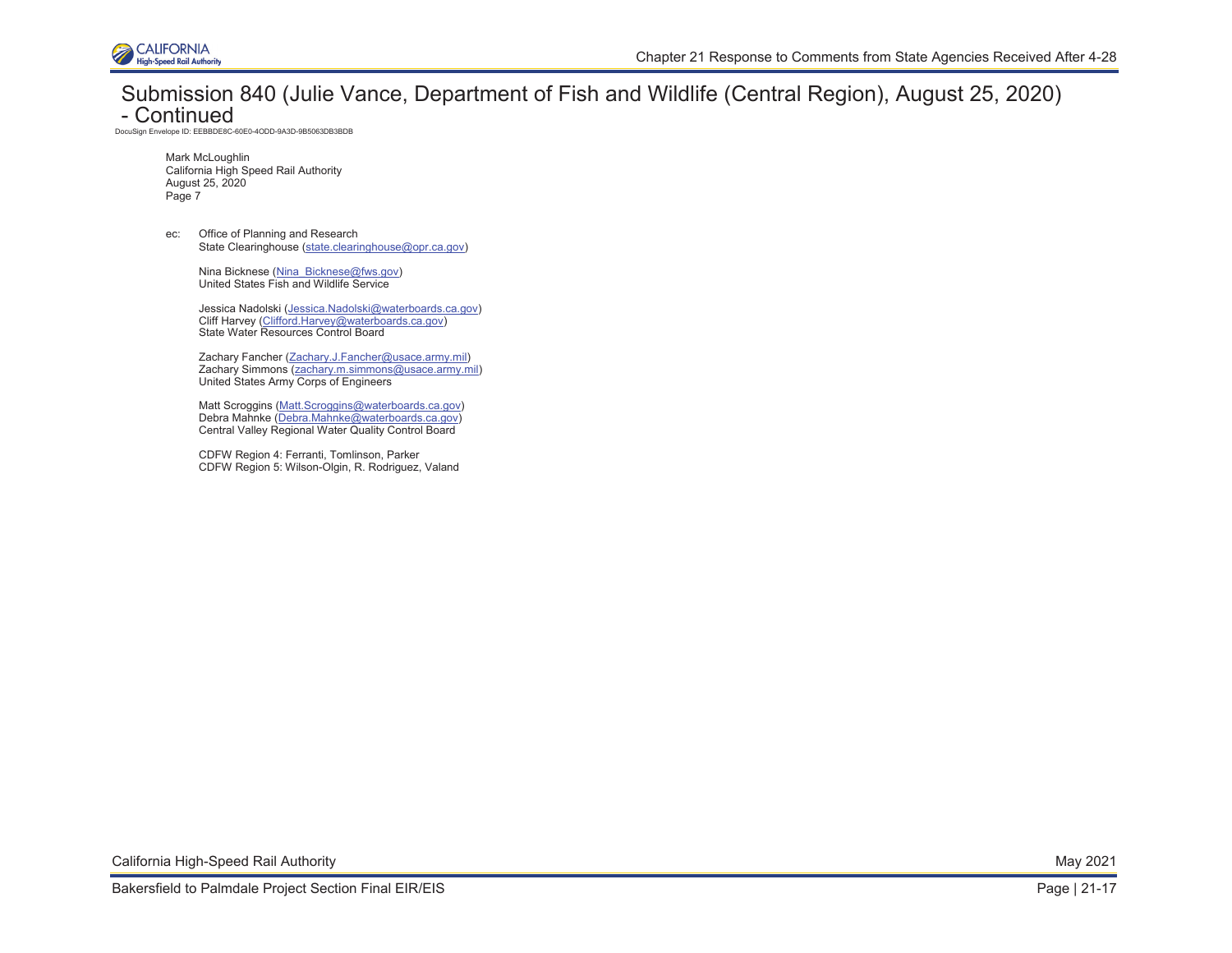# Submission 840 (Julie Vance, Department of Fish and Wildlife (Central Region), August 25, 2020) - Continued

DocuSign Envelope ID: EEBBDE8C-60E0-4ODD-9A3D-9B5063DB3BDB

Mark McLoughlin
California High Speed Rail Authority
August 25, 2020
Page 7

ec: Office of Planning and Research
State Clearinghouse (state.clearinghouse@opr.ca.gov)

Nina Bicknese (Nina_Bicknese@fws.gov)
United States Fish and Wildlife Service

Jessica Nadolski (Jessica.Nadolski@waterboards.ca.gov)
Cliff Harvey (Clifford.Harvey@waterboards.ca.gov)
State Water Resources Control Board

Zachary Fancher (Zachary.J.Fancher@usace.army.mil)
Zachary Simmons (zachary.m.simmons@usace.army.mil)
United States Army Corps of Engineers

Matt Scroggins (Matt.Scroggins@waterboards.ca.gov)
Debra Mahnke (Debra.Mahnke@waterboards.ca.gov)
Central Valley Regional Water Quality Control Board

CDFW Region 4: Ferranti, Tomlinson, Parker
CDFW Region 5: Wilson-Olgin, R. Rodriguez, Valand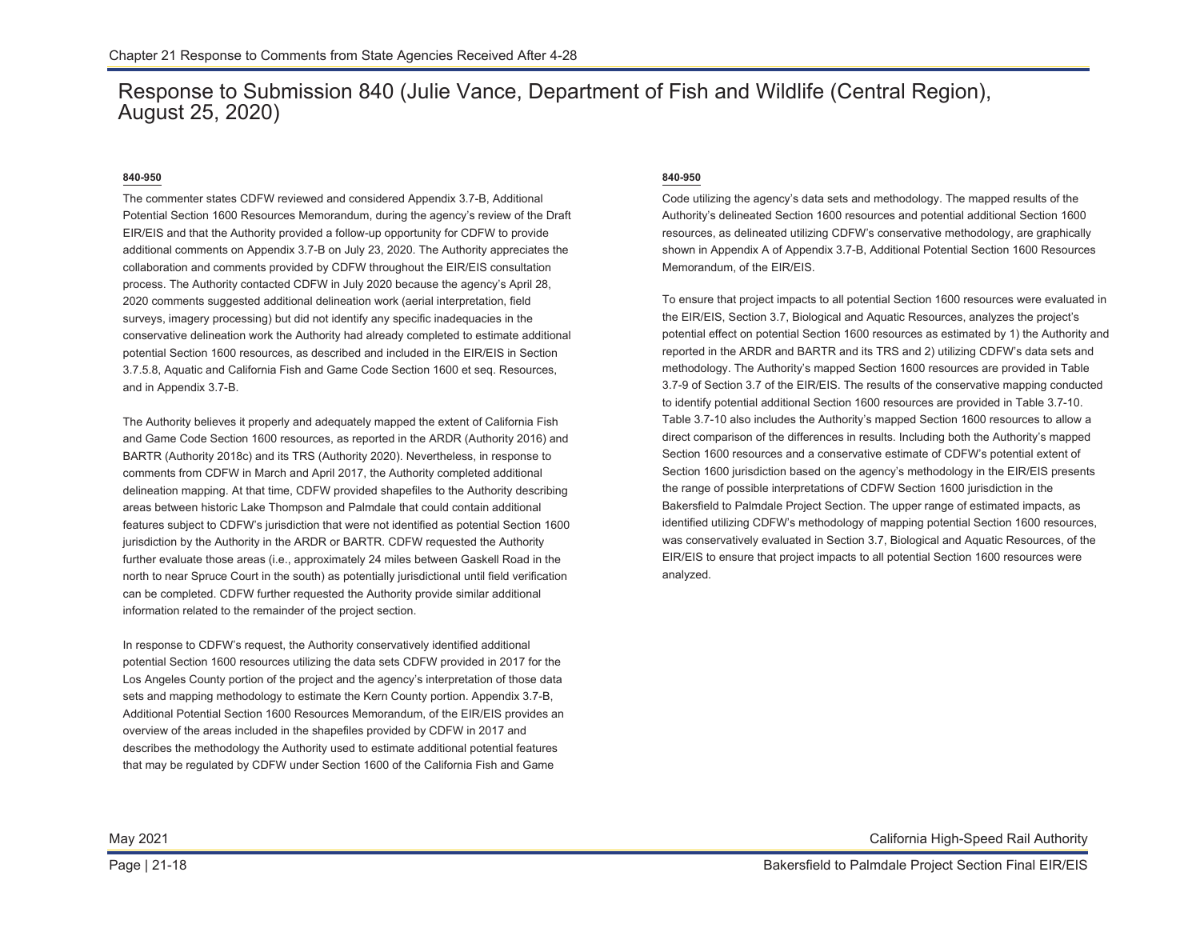# Response to Submission 840 (Julie Vance, Department of Fish and Wildlife (Central Region), August 25, 2020)

**840-950**

The commenter states CDFW reviewed and considered Appendix 3.7-B, Additional Potential Section 1600 Resources Memorandum, during the agency's review of the Draft EIR/EIS and that the Authority provided a follow-up opportunity for CDFW to provide additional comments on Appendix 3.7-B on July 23, 2020. The Authority appreciates the collaboration and comments provided by CDFW throughout the EIR/EIS consultation process. The Authority contacted CDFW in July 2020 because the agency's April 28, 2020 comments suggested additional delineation work (aerial interpretation, field surveys, imagery processing) but did not identify any specific inadequacies in the conservative delineation work the Authority had already completed to estimate additional potential Section 1600 resources, as described and included in the EIR/EIS in Section 3.7.5.8, Aquatic and California Fish and Game Code Section 1600 et seq. Resources, and in Appendix 3.7-B.

The Authority believes it properly and adequately mapped the extent of California Fish and Game Code Section 1600 resources, as reported in the ARDR (Authority 2016) and BARTR (Authority 2018c) and its TRS (Authority 2020). Nevertheless, in response to comments from CDFW in March and April 2017, the Authority completed additional delineation mapping. At that time, CDFW provided shapefiles to the Authority describing areas between historic Lake Thompson and Palmdale that could contain additional features subject to CDFW's jurisdiction that were not identified as potential Section 1600 jurisdiction by the Authority in the ARDR or BARTR. CDFW requested the Authority further evaluate those areas (i.e., approximately 24 miles between Gaskell Road in the north to near Spruce Court in the south) as potentially jurisdictional until field verification can be completed. CDFW further requested the Authority provide similar additional information related to the remainder of the project section.

In response to CDFW's request, the Authority conservatively identified additional potential Section 1600 resources utilizing the data sets CDFW provided in 2017 for the Los Angeles County portion of the project and the agency's interpretation of those data sets and mapping methodology to estimate the Kern County portion. Appendix 3.7-B, Additional Potential Section 1600 Resources Memorandum, of the EIR/EIS provides an overview of the areas included in the shapefiles provided by CDFW in 2017 and describes the methodology the Authority used to estimate additional potential features that may be regulated by CDFW under Section 1600 of the California Fish and Game Code utilizing the agency's data sets and methodology. The mapped results of the Authority's delineated Section 1600 resources and potential additional Section 1600 resources, as delineated utilizing CDFW's conservative methodology, are graphically shown in Appendix A of Appendix 3.7-B, Additional Potential Section 1600 Resources Memorandum, of the EIR/EIS.

To ensure that project impacts to all potential Section 1600 resources were evaluated in the EIR/EIS, Section 3.7, Biological and Aquatic Resources, analyzes the project's potential effect on potential Section 1600 resources as estimated by 1) the Authority and reported in the ARDR and BARTR and its TRS and 2) utilizing CDFW's data sets and methodology. The Authority's mapped Section 1600 resources are provided in Table 3.7-9 of Section 3.7 of the EIR/EIS. The results of the conservative mapping conducted to identify potential additional Section 1600 resources are provided in Table 3.7-10. Table 3.7-10 also includes the Authority's mapped Section 1600 resources to allow a direct comparison of the differences in results. Including both the Authority's mapped Section 1600 resources and a conservative estimate of CDFW's potential extent of Section 1600 jurisdiction based on the agency's methodology in the EIR/EIS presents the range of possible interpretations of CDFW Section 1600 jurisdiction in the Bakersfield to Palmdale Project Section. The upper range of estimated impacts, as identified utilizing CDFW's methodology of mapping potential Section 1600 resources, was conservatively evaluated in Section 3.7, Biological and Aquatic Resources, of the EIR/EIS to ensure that project impacts to all potential Section 1600 resources were analyzed.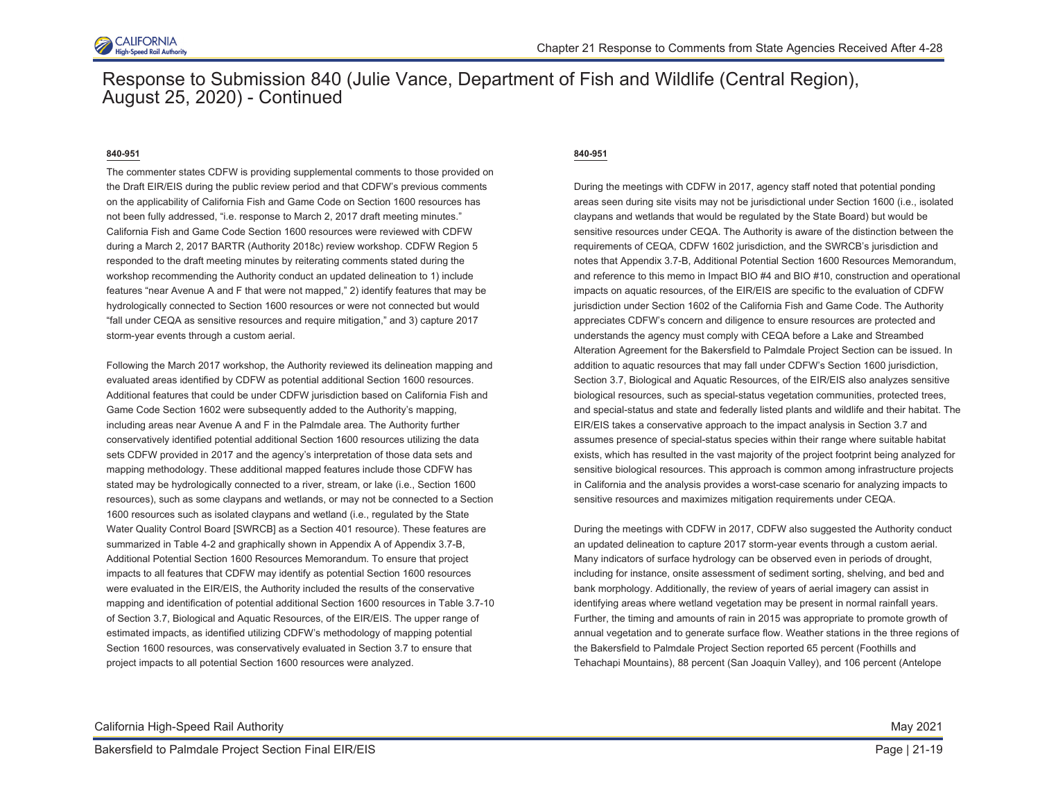# Response to Submission 840 (Julie Vance, Department of Fish and Wildlife (Central Region), August 25, 2020) - Continued

**840-951**

The commenter states CDFW is providing supplemental comments to those provided on the Draft EIR/EIS during the public review period and that CDFW's previous comments on the applicability of California Fish and Game Code on Section 1600 resources has not been fully addressed, "i.e. response to March 2, 2017 draft meeting minutes." California Fish and Game Code Section 1600 resources were reviewed with CDFW during a March 2, 2017 BARTR (Authority 2018c) review workshop. CDFW Region 5 responded to the draft meeting minutes by reiterating comments stated during the workshop recommending the Authority conduct an updated delineation to 1) include features "near Avenue A and F that were not mapped," 2) identify features that may be hydrologically connected to Section 1600 resources or were not connected but would "fall under CEQA as sensitive resources and require mitigation," and 3) capture 2017 storm-year events through a custom aerial.

Following the March 2017 workshop, the Authority reviewed its delineation mapping and evaluated areas identified by CDFW as potential additional Section 1600 resources. Additional features that could be under CDFW jurisdiction based on California Fish and Game Code Section 1602 were subsequently added to the Authority's mapping, including areas near Avenue A and F in the Palmdale area. The Authority further conservatively identified potential additional Section 1600 resources utilizing the data sets CDFW provided in 2017 and the agency's interpretation of those data sets and mapping methodology. These additional mapped features include those CDFW has stated may be hydrologically connected to a river, stream, or lake (i.e., Section 1600 resources), such as some claypans and wetlands, or may not be connected to a Section 1600 resources such as isolated claypans and wetland (i.e., regulated by the State Water Quality Control Board [SWRCB] as a Section 401 resource). These features are summarized in Table 4-2 and graphically shown in Appendix A of Appendix 3.7-B, Additional Potential Section 1600 Resources Memorandum. To ensure that project impacts to all features that CDFW may identify as potential Section 1600 resources were evaluated in the EIR/EIS, the Authority included the results of the conservative mapping and identification of potential additional Section 1600 resources in Table 3.7-10 of Section 3.7, Biological and Aquatic Resources, of the EIR/EIS. The upper range of estimated impacts, as identified utilizing CDFW's methodology of mapping potential Section 1600 resources, was conservatively evaluated in Section 3.7 to ensure that project impacts to all potential Section 1600 resources were analyzed.

**840-951**

During the meetings with CDFW in 2017, agency staff noted that potential ponding areas seen during site visits may not be jurisdictional under Section 1600 (i.e., isolated claypans and wetlands that would be regulated by the State Board) but would be sensitive resources under CEQA. The Authority is aware of the distinction between the requirements of CEQA, CDFW 1602 jurisdiction, and the SWRCB's jurisdiction and notes that Appendix 3.7-B, Additional Potential Section 1600 Resources Memorandum, and reference to this memo in Impact BIO #4 and BIO #10, construction and operational impacts on aquatic resources, of the EIR/EIS are specific to the evaluation of CDFW jurisdiction under Section 1602 of the California Fish and Game Code. The Authority appreciates CDFW's concern and diligence to ensure resources are protected and understands the agency must comply with CEQA before a Lake and Streambed Alteration Agreement for the Bakersfield to Palmdale Project Section can be issued. In addition to aquatic resources that may fall under CDFW's Section 1600 jurisdiction, Section 3.7, Biological and Aquatic Resources, of the EIR/EIS also analyzes sensitive biological resources, such as special-status vegetation communities, protected trees, and special-status and state and federally listed plants and wildlife and their habitat. The EIR/EIS takes a conservative approach to the impact analysis in Section 3.7 and assumes presence of special-status species within their range where suitable habitat exists, which has resulted in the vast majority of the project footprint being analyzed for sensitive biological resources. This approach is common among infrastructure projects in California and the analysis provides a worst-case scenario for analyzing impacts to sensitive resources and maximizes mitigation requirements under CEQA.

During the meetings with CDFW in 2017, CDFW also suggested the Authority conduct an updated delineation to capture 2017 storm-year events through a custom aerial. Many indicators of surface hydrology can be observed even in periods of drought, including for instance, onsite assessment of sediment sorting, shelving, and bed and bank morphology. Additionally, the review of years of aerial imagery can assist in identifying areas where wetland vegetation may be present in normal rainfall years. Further, the timing and amounts of rain in 2015 was appropriate to promote growth of annual vegetation and to generate surface flow. Weather stations in the three regions of the Bakersfield to Palmdale Project Section reported 65 percent (Foothills and Tehachapi Mountains), 88 percent (San Joaquin Valley), and 106 percent (Antelope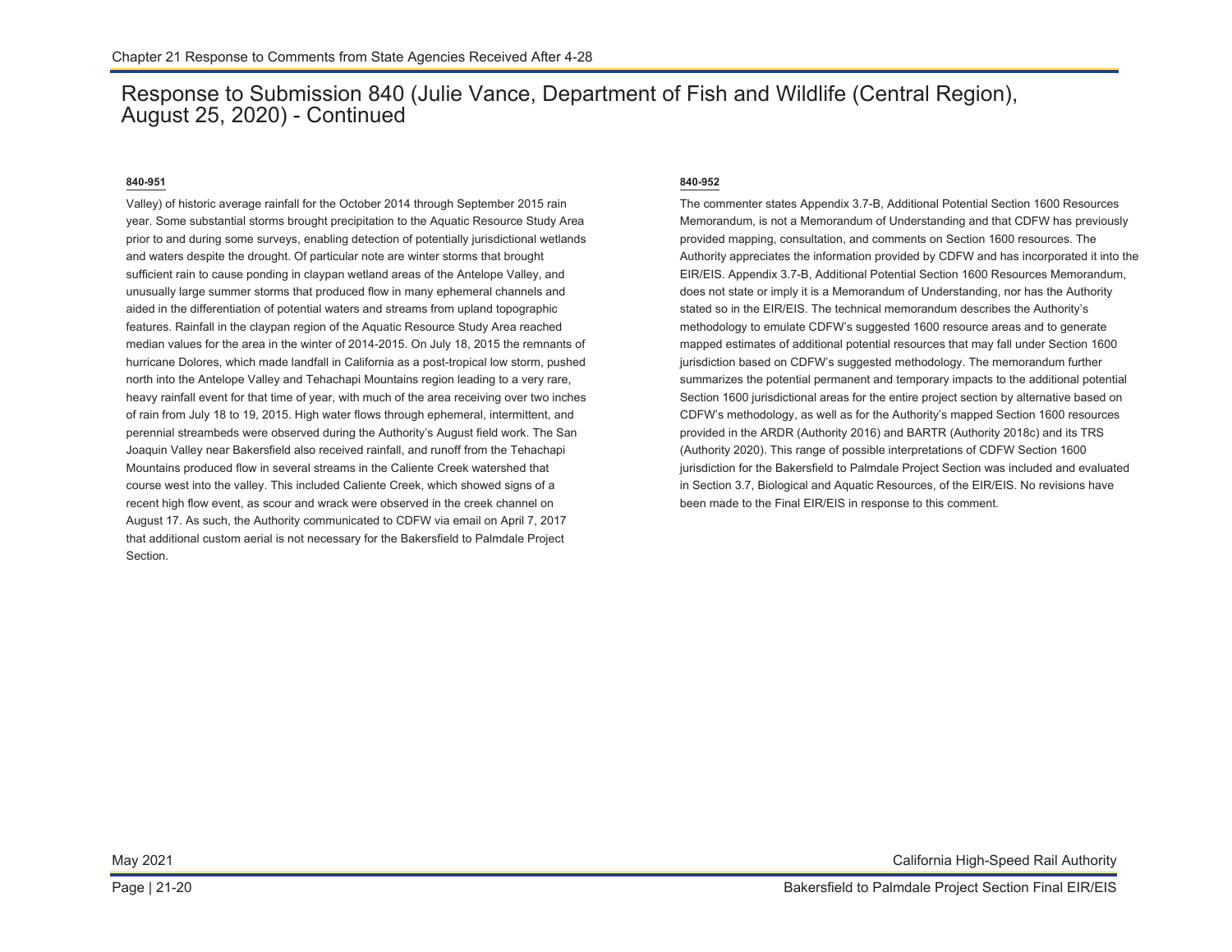# Response to Submission 840 (Julie Vance, Department of Fish and Wildlife (Central Region), August 25, 2020) - Continued

**840-951**

Valley) of historic average rainfall for the October 2014 through September 2015 rain year. Some substantial storms brought precipitation to the Aquatic Resource Study Area prior to and during some surveys, enabling detection of potentially jurisdictional wetlands and waters despite the drought. Of particular note are winter storms that brought sufficient rain to cause ponding in claypan wetland areas of the Antelope Valley, and unusually large summer storms that produced flow in many ephemeral channels and aided in the differentiation of potential waters and streams from upland topographic features. Rainfall in the claypan region of the Aquatic Resource Study Area reached median values for the area in the winter of 2014-2015. On July 18, 2015 the remnants of hurricane Dolores, which made landfall in California as a post-tropical low storm, pushed north into the Antelope Valley and Tehachapi Mountains region leading to a very rare, heavy rainfall event for that time of year, with much of the area receiving over two inches of rain from July 18 to 19, 2015. High water flows through ephemeral, intermittent, and perennial streambeds were observed during the Authority's August field work. The San Joaquin Valley near Bakersfield also received rainfall, and runoff from the Tehachapi Mountains produced flow in several streams in the Caliente Creek watershed that course west into the valley. This included Caliente Creek, which showed signs of a recent high flow event, as scour and wrack were observed in the creek channel on August 17. As such, the Authority communicated to CDFW via email on April 7, 2017 that additional custom aerial is not necessary for the Bakersfield to Palmdale Project Section.

**840-952**

The commenter states Appendix 3.7-B, Additional Potential Section 1600 Resources Memorandum, is not a Memorandum of Understanding and that CDFW has previously provided mapping, consultation, and comments on Section 1600 resources. The Authority appreciates the information provided by CDFW and has incorporated it into the EIR/EIS. Appendix 3.7-B, Additional Potential Section 1600 Resources Memorandum, does not state or imply it is a Memorandum of Understanding, nor has the Authority stated so in the EIR/EIS. The technical memorandum describes the Authority's methodology to emulate CDFW's suggested 1600 resource areas and to generate mapped estimates of additional potential resources that may fall under Section 1600 jurisdiction based on CDFW's suggested methodology. The memorandum further summarizes the potential permanent and temporary impacts to the additional potential Section 1600 jurisdictional areas for the entire project section by alternative based on CDFW's methodology, as well as for the Authority's mapped Section 1600 resources provided in the ARDR (Authority 2016) and BARTR (Authority 2018c) and its TRS (Authority 2020). This range of possible interpretations of CDFW Section 1600 jurisdiction for the Bakersfield to Palmdale Project Section was included and evaluated in Section 3.7, Biological and Aquatic Resources, of the EIR/EIS. No revisions have been made to the Final EIR/EIS in response to this comment.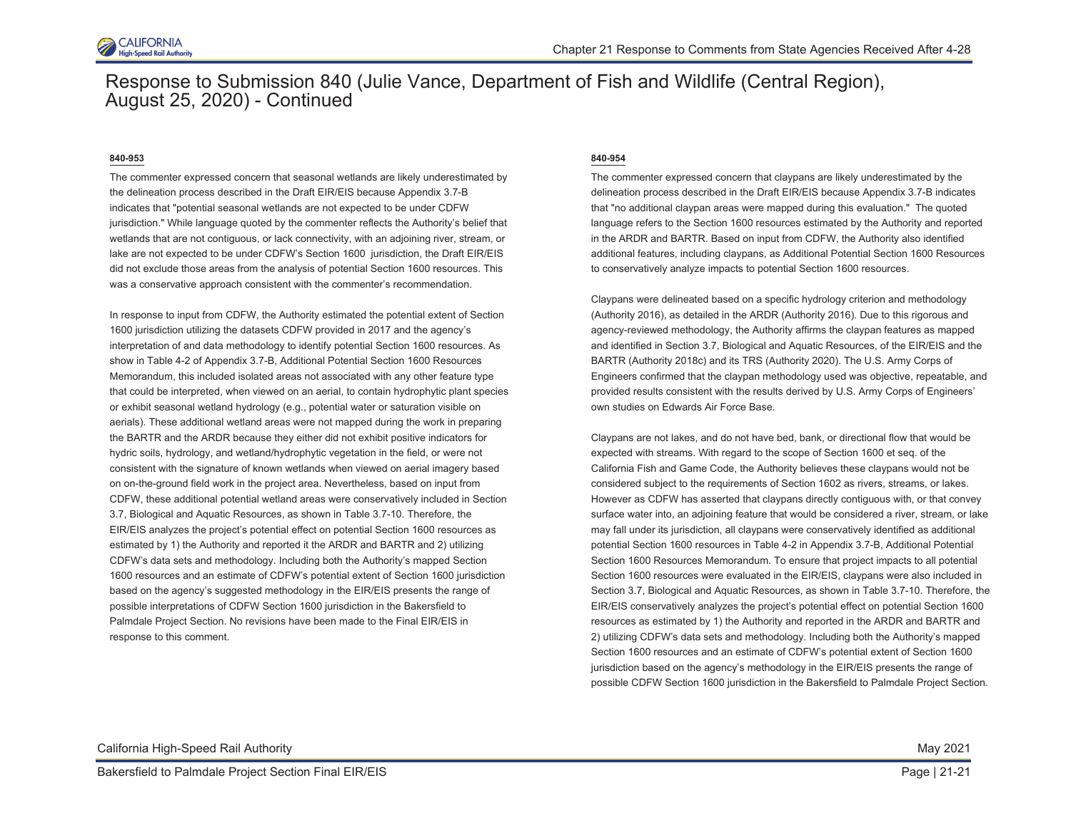# Response to Submission 840 (Julie Vance, Department of Fish and Wildlife (Central Region), August 25, 2020) - Continued

**840-953**

The commenter expressed concern that seasonal wetlands are likely underestimated by the delineation process described in the Draft EIR/EIS because Appendix 3.7-B indicates that "potential seasonal wetlands are not expected to be under CDFW jurisdiction." While language quoted by the commenter reflects the Authority's belief that wetlands that are not contiguous, or lack connectivity, with an adjoining river, stream, or lake are not expected to be under CDFW's Section 1600 jurisdiction, the Draft EIR/EIS did not exclude those areas from the analysis of potential Section 1600 resources. This was a conservative approach consistent with the commenter's recommendation.

In response to input from CDFW, the Authority estimated the potential extent of Section 1600 jurisdiction utilizing the datasets CDFW provided in 2017 and the agency's interpretation of and data methodology to identify potential Section 1600 resources. As show in Table 4-2 of Appendix 3.7-B, Additional Potential Section 1600 Resources Memorandum, this included isolated areas not associated with any other feature type that could be interpreted, when viewed on an aerial, to contain hydrophytic plant species or exhibit seasonal wetland hydrology (e.g., potential water or saturation visible on aerials). These additional wetland areas were not mapped during the work in preparing the BARTR and the ARDR because they either did not exhibit positive indicators for hydric soils, hydrology, and wetland/hydrophytic vegetation in the field, or were not consistent with the signature of known wetlands when viewed on aerial imagery based on on-the-ground field work in the project area. Nevertheless, based on input from CDFW, these additional potential wetland areas were conservatively included in Section 3.7, Biological and Aquatic Resources, as shown in Table 3.7-10. Therefore, the EIR/EIS analyzes the project's potential effect on potential Section 1600 resources as estimated by 1) the Authority and reported it the ARDR and BARTR and 2) utilizing CDFW's data sets and methodology. Including both the Authority's mapped Section 1600 resources and an estimate of CDFW's potential extent of Section 1600 jurisdiction based on the agency's suggested methodology in the EIR/EIS presents the range of possible interpretations of CDFW Section 1600 jurisdiction in the Bakersfield to Palmdale Project Section. No revisions have been made to the Final EIR/EIS in response to this comment.

**840-954**

The commenter expressed concern that claypans are likely underestimated by the delineation process described in the Draft EIR/EIS because Appendix 3.7-B indicates that "no additional claypan areas were mapped during this evaluation." The quoted language refers to the Section 1600 resources estimated by the Authority and reported in the ARDR and BARTR. Based on input from CDFW, the Authority also identified additional features, including claypans, as Additional Potential Section 1600 Resources to conservatively analyze impacts to potential Section 1600 resources.

Claypans were delineated based on a specific hydrology criterion and methodology (Authority 2016), as detailed in the ARDR (Authority 2016). Due to this rigorous and agency-reviewed methodology, the Authority affirms the claypan features as mapped and identified in Section 3.7, Biological and Aquatic Resources, of the EIR/EIS and the BARTR (Authority 2018c) and its TRS (Authority 2020). The U.S. Army Corps of Engineers confirmed that the claypan methodology used was objective, repeatable, and provided results consistent with the results derived by U.S. Army Corps of Engineers' own studies on Edwards Air Force Base.

Claypans are not lakes, and do not have bed, bank, or directional flow that would be expected with streams. With regard to the scope of Section 1600 et seq. of the California Fish and Game Code, the Authority believes these claypans would not be considered subject to the requirements of Section 1602 as rivers, streams, or lakes. However as CDFW has asserted that claypans directly contiguous with, or that convey surface water into, an adjoining feature that would be considered a river, stream, or lake may fall under its jurisdiction, all claypans were conservatively identified as additional potential Section 1600 resources in Table 4-2 in Appendix 3.7-B, Additional Potential Section 1600 Resources Memorandum. To ensure that project impacts to all potential Section 1600 resources were evaluated in the EIR/EIS, claypans were also included in Section 3.7, Biological and Aquatic Resources, as shown in Table 3.7-10. Therefore, the EIR/EIS conservatively analyzes the project's potential effect on potential Section 1600 resources as estimated by 1) the Authority and reported in the ARDR and BARTR and 2) utilizing CDFW's data sets and methodology. Including both the Authority's mapped Section 1600 resources and an estimate of CDFW's potential extent of Section 1600 jurisdiction based on the agency's methodology in the EIR/EIS presents the range of possible CDFW Section 1600 jurisdiction in the Bakersfield to Palmdale Project Section.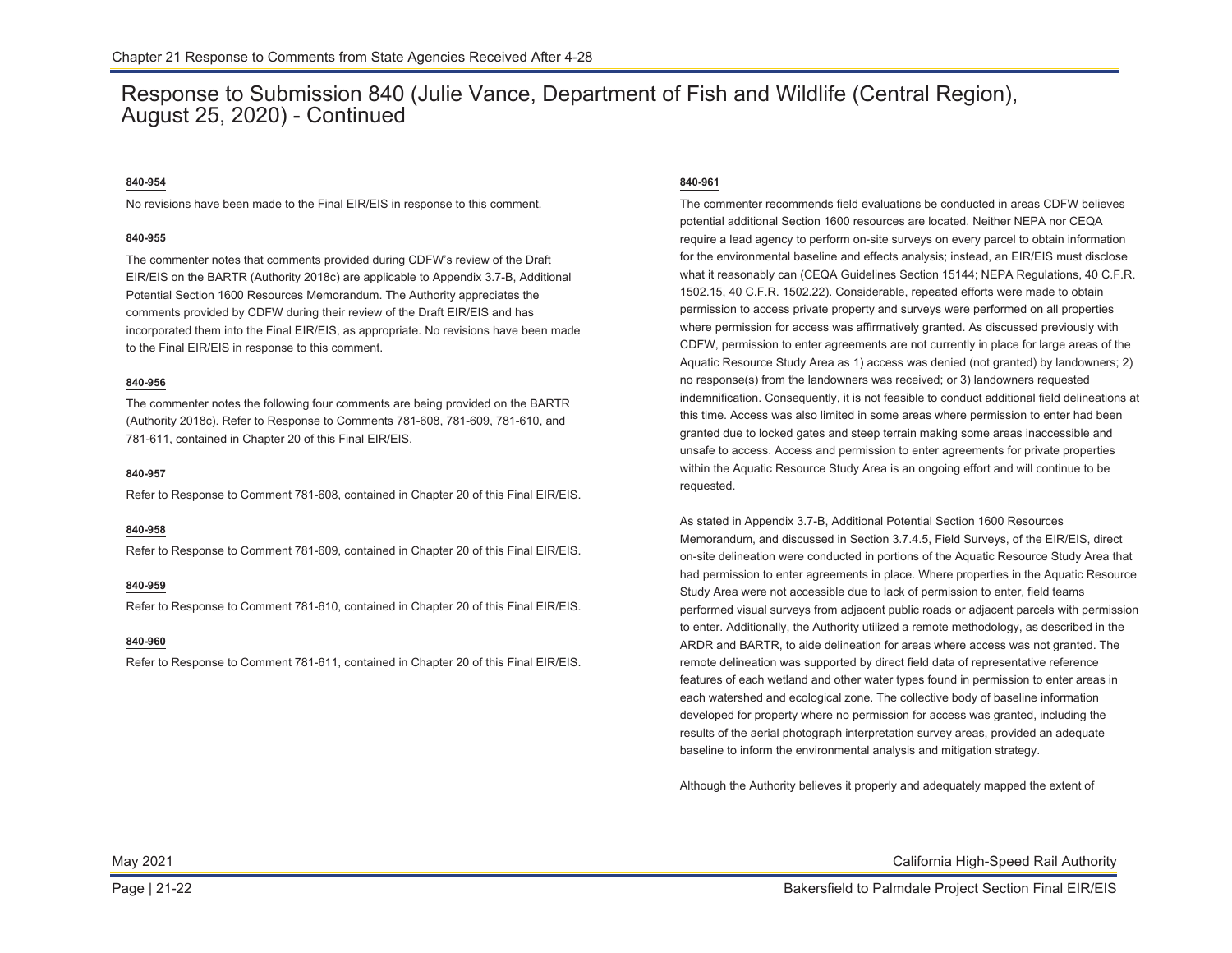# Response to Submission 840 (Julie Vance, Department of Fish and Wildlife (Central Region), August 25, 2020) - Continued

**840-954**

No revisions have been made to the Final EIR/EIS in response to this comment.

**840-955**

The commenter notes that comments provided during CDFW's review of the Draft EIR/EIS on the BARTR (Authority 2018c) are applicable to Appendix 3.7-B, Additional Potential Section 1600 Resources Memorandum. The Authority appreciates the comments provided by CDFW during their review of the Draft EIR/EIS and has incorporated them into the Final EIR/EIS, as appropriate. No revisions have been made to the Final EIR/EIS in response to this comment.

**840-956**

The commenter notes the following four comments are being provided on the BARTR (Authority 2018c). Refer to Response to Comments 781-608, 781-609, 781-610, and 781-611, contained in Chapter 20 of this Final EIR/EIS.

**840-957**

Refer to Response to Comment 781-608, contained in Chapter 20 of this Final EIR/EIS.

**840-958**

Refer to Response to Comment 781-609, contained in Chapter 20 of this Final EIR/EIS.

**840-959**

Refer to Response to Comment 781-610, contained in Chapter 20 of this Final EIR/EIS.

**840-960**

Refer to Response to Comment 781-611, contained in Chapter 20 of this Final EIR/EIS.

**840-961**

The commenter recommends field evaluations be conducted in areas CDFW believes potential additional Section 1600 resources are located. Neither NEPA nor CEQA require a lead agency to perform on-site surveys on every parcel to obtain information for the environmental baseline and effects analysis; instead, an EIR/EIS must disclose what it reasonably can (CEQA Guidelines Section 15144; NEPA Regulations, 40 C.F.R. 1502.15, 40 C.F.R. 1502.22). Considerable, repeated efforts were made to obtain permission to access private property and surveys were performed on all properties where permission for access was affirmatively granted. As discussed previously with CDFW, permission to enter agreements are not currently in place for large areas of the Aquatic Resource Study Area as 1) access was denied (not granted) by landowners; 2) no response(s) from the landowners was received; or 3) landowners requested indemnification. Consequently, it is not feasible to conduct additional field delineations at this time. Access was also limited in some areas where permission to enter had been granted due to locked gates and steep terrain making some areas inaccessible and unsafe to access. Access and permission to enter agreements for private properties within the Aquatic Resource Study Area is an ongoing effort and will continue to be requested.

As stated in Appendix 3.7-B, Additional Potential Section 1600 Resources Memorandum, and discussed in Section 3.7.4.5, Field Surveys, of the EIR/EIS, direct on-site delineation were conducted in portions of the Aquatic Resource Study Area that had permission to enter agreements in place. Where properties in the Aquatic Resource Study Area were not accessible due to lack of permission to enter, field teams performed visual surveys from adjacent public roads or adjacent parcels with permission to enter. Additionally, the Authority utilized a remote methodology, as described in the ARDR and BARTR, to aide delineation for areas where access was not granted. The remote delineation was supported by direct field data of representative reference features of each wetland and other water types found in permission to enter areas in each watershed and ecological zone. The collective body of baseline information developed for property where no permission for access was granted, including the results of the aerial photograph interpretation survey areas, provided an adequate baseline to inform the environmental analysis and mitigation strategy.

Although the Authority believes it properly and adequately mapped the extent of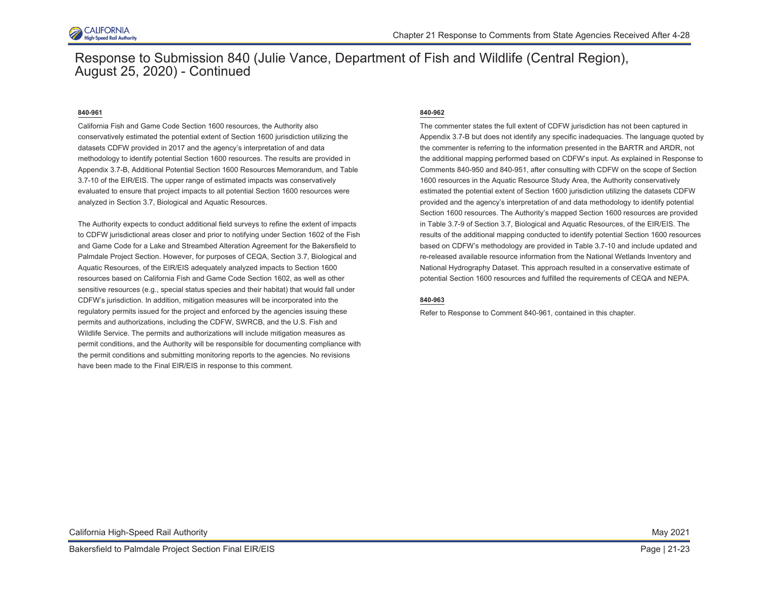# Response to Submission 840 (Julie Vance, Department of Fish and Wildlife (Central Region), August 25, 2020) - Continued

**840-961**

California Fish and Game Code Section 1600 resources, the Authority also conservatively estimated the potential extent of Section 1600 jurisdiction utilizing the datasets CDFW provided in 2017 and the agency's interpretation of and data methodology to identify potential Section 1600 resources. The results are provided in Appendix 3.7-B, Additional Potential Section 1600 Resources Memorandum, and Table 3.7-10 of the EIR/EIS. The upper range of estimated impacts was conservatively evaluated to ensure that project impacts to all potential Section 1600 resources were analyzed in Section 3.7, Biological and Aquatic Resources.

The Authority expects to conduct additional field surveys to refine the extent of impacts to CDFW jurisdictional areas closer and prior to notifying under Section 1602 of the Fish and Game Code for a Lake and Streambed Alteration Agreement for the Bakersfield to Palmdale Project Section. However, for purposes of CEQA, Section 3.7, Biological and Aquatic Resources, of the EIR/EIS adequately analyzed impacts to Section 1600 resources based on California Fish and Game Code Section 1602, as well as other sensitive resources (e.g., special status species and their habitat) that would fall under CDFW's jurisdiction. In addition, mitigation measures will be incorporated into the regulatory permits issued for the project and enforced by the agencies issuing these permits and authorizations, including the CDFW, SWRCB, and the U.S. Fish and Wildlife Service. The permits and authorizations will include mitigation measures as permit conditions, and the Authority will be responsible for documenting compliance with the permit conditions and submitting monitoring reports to the agencies. No revisions have been made to the Final EIR/EIS in response to this comment.

**840-962**

The commenter states the full extent of CDFW jurisdiction has not been captured in Appendix 3.7-B but does not identify any specific inadequacies. The language quoted by the commenter is referring to the information presented in the BARTR and ARDR, not the additional mapping performed based on CDFW's input. As explained in Response to Comments 840-950 and 840-951, after consulting with CDFW on the scope of Section 1600 resources in the Aquatic Resource Study Area, the Authority conservatively estimated the potential extent of Section 1600 jurisdiction utilizing the datasets CDFW provided and the agency's interpretation of and data methodology to identify potential Section 1600 resources. The Authority's mapped Section 1600 resources are provided in Table 3.7-9 of Section 3.7, Biological and Aquatic Resources, of the EIR/EIS. The results of the additional mapping conducted to identify potential Section 1600 resources based on CDFW's methodology are provided in Table 3.7-10 and include updated and re-released available resource information from the National Wetlands Inventory and National Hydrography Dataset. This approach resulted in a conservative estimate of potential Section 1600 resources and fulfilled the requirements of CEQA and NEPA.

**840-963**

Refer to Response to Comment 840-961, contained in this chapter.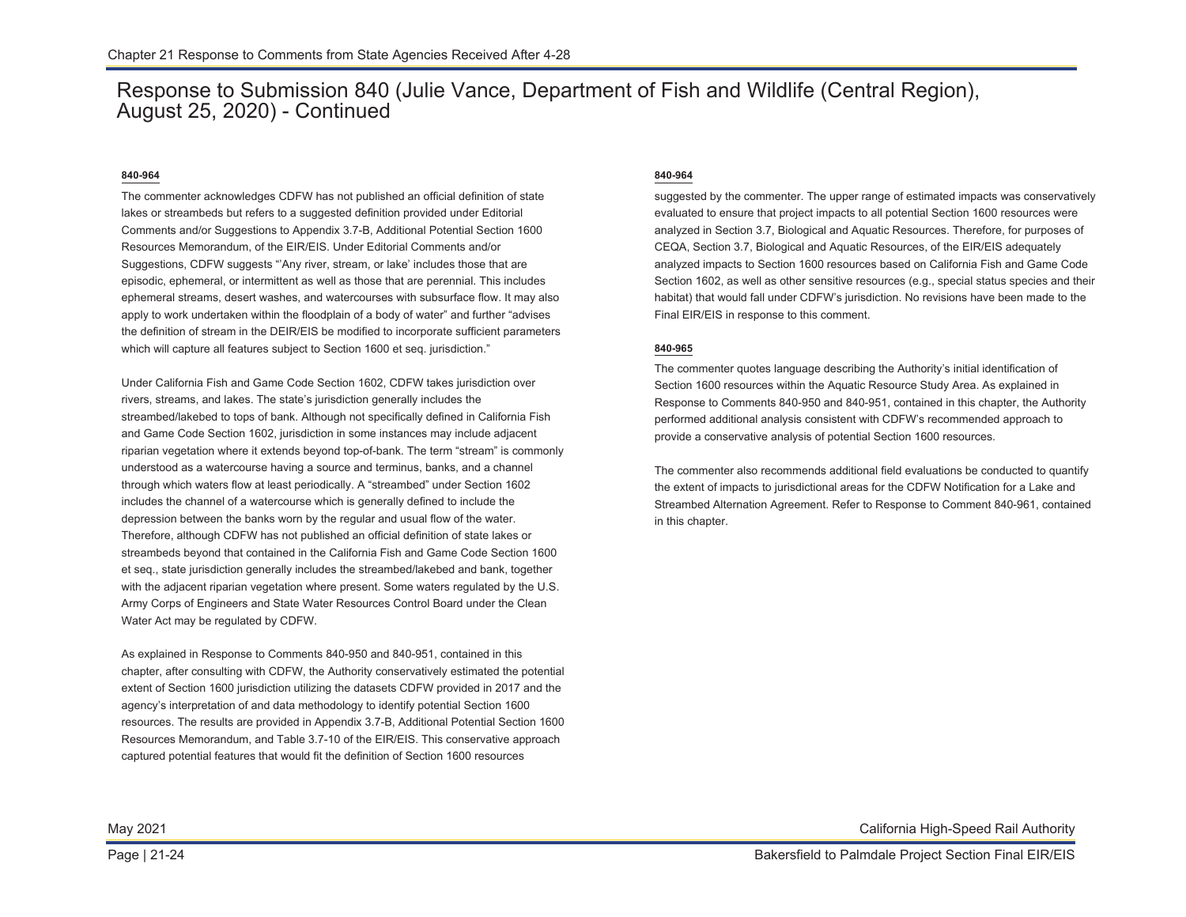# Response to Submission 840 (Julie Vance, Department of Fish and Wildlife (Central Region), August 25, 2020) - Continued

**840-964**

The commenter acknowledges CDFW has not published an official definition of state lakes or streambeds but refers to a suggested definition provided under Editorial Comments and/or Suggestions to Appendix 3.7-B, Additional Potential Section 1600 Resources Memorandum, of the EIR/EIS. Under Editorial Comments and/or Suggestions, CDFW suggests "'Any river, stream, or lake' includes those that are episodic, ephemeral, or intermittent as well as those that are perennial. This includes ephemeral streams, desert washes, and watercourses with subsurface flow. It may also apply to work undertaken within the floodplain of a body of water" and further "advises the definition of stream in the DEIR/EIS be modified to incorporate sufficient parameters which will capture all features subject to Section 1600 et seq. jurisdiction."

Under California Fish and Game Code Section 1602, CDFW takes jurisdiction over rivers, streams, and lakes. The state's jurisdiction generally includes the streambed/lakebed to tops of bank. Although not specifically defined in California Fish and Game Code Section 1602, jurisdiction in some instances may include adjacent riparian vegetation where it extends beyond top-of-bank. The term "stream" is commonly understood as a watercourse having a source and terminus, banks, and a channel through which waters flow at least periodically. A "streambed" under Section 1602 includes the channel of a watercourse which is generally defined to include the depression between the banks worn by the regular and usual flow of the water. Therefore, although CDFW has not published an official definition of state lakes or streambeds beyond that contained in the California Fish and Game Code Section 1600 et seq., state jurisdiction generally includes the streambed/lakebed and bank, together with the adjacent riparian vegetation where present. Some waters regulated by the U.S. Army Corps of Engineers and State Water Resources Control Board under the Clean Water Act may be regulated by CDFW.

As explained in Response to Comments 840-950 and 840-951, contained in this chapter, after consulting with CDFW, the Authority conservatively estimated the potential extent of Section 1600 jurisdiction utilizing the datasets CDFW provided in 2017 and the agency's interpretation of and data methodology to identify potential Section 1600 resources. The results are provided in Appendix 3.7-B, Additional Potential Section 1600 Resources Memorandum, and Table 3.7-10 of the EIR/EIS. This conservative approach captured potential features that would fit the definition of Section 1600 resources suggested by the commenter. The upper range of estimated impacts was conservatively evaluated to ensure that project impacts to all potential Section 1600 resources were analyzed in Section 3.7, Biological and Aquatic Resources. Therefore, for purposes of CEQA, Section 3.7, Biological and Aquatic Resources, of the EIR/EIS adequately analyzed impacts to Section 1600 resources based on California Fish and Game Code Section 1602, as well as other sensitive resources (e.g., special status species and their habitat) that would fall under CDFW's jurisdiction. No revisions have been made to the Final EIR/EIS in response to this comment.

**840-965**

The commenter quotes language describing the Authority's initial identification of Section 1600 resources within the Aquatic Resource Study Area. As explained in Response to Comments 840-950 and 840-951, contained in this chapter, the Authority performed additional analysis consistent with CDFW's recommended approach to provide a conservative analysis of potential Section 1600 resources.

The commenter also recommends additional field evaluations be conducted to quantify the extent of impacts to jurisdictional areas for the CDFW Notification for a Lake and Streambed Alternation Agreement. Refer to Response to Comment 840-961, contained in this chapter.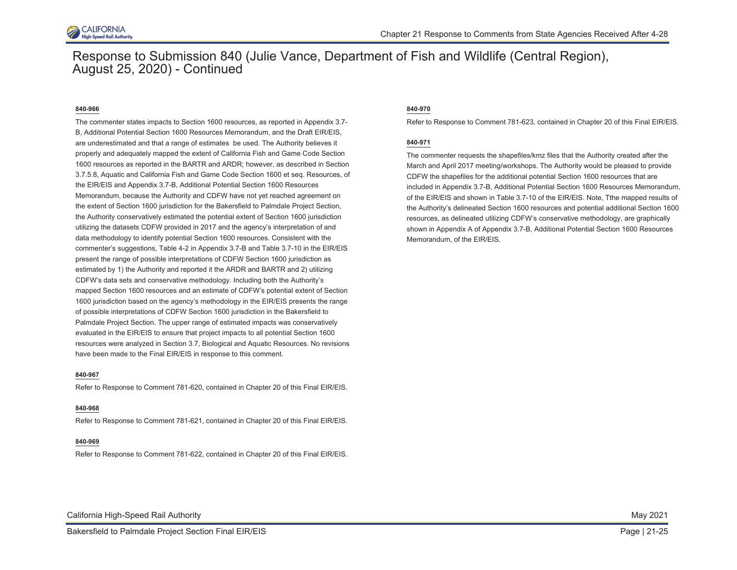# Response to Submission 840 (Julie Vance, Department of Fish and Wildlife (Central Region), August 25, 2020) - Continued

**840-966**

The commenter states impacts to Section 1600 resources, as reported in Appendix 3.7-B, Additional Potential Section 1600 Resources Memorandum, and the Draft EIR/EIS, are underestimated and that a range of estimates be used. The Authority believes it properly and adequately mapped the extent of California Fish and Game Code Section 1600 resources as reported in the BARTR and ARDR; however, as described in Section 3.7.5.8, Aquatic and California Fish and Game Code Section 1600 et seq. Resources, of the EIR/EIS and Appendix 3.7-B, Additional Potential Section 1600 Resources Memorandum, because the Authority and CDFW have not yet reached agreement on the extent of Section 1600 jurisdiction for the Bakersfield to Palmdale Project Section, the Authority conservatively estimated the potential extent of Section 1600 jurisdiction utilizing the datasets CDFW provided in 2017 and the agency's interpretation of and data methodology to identify potential Section 1600 resources. Consistent with the commenter's suggestions, Table 4-2 in Appendix 3.7-B and Table 3.7-10 in the EIR/EIS present the range of possible interpretations of CDFW Section 1600 jurisdiction as estimated by 1) the Authority and reported it the ARDR and BARTR and 2) utilizing CDFW's data sets and conservative methodology. Including both the Authority's mapped Section 1600 resources and an estimate of CDFW's potential extent of Section 1600 jurisdiction based on the agency's methodology in the EIR/EIS presents the range of possible interpretations of CDFW Section 1600 jurisdiction in the Bakersfield to Palmdale Project Section. The upper range of estimated impacts was conservatively evaluated in the EIR/EIS to ensure that project impacts to all potential Section 1600 resources were analyzed in Section 3.7, Biological and Aquatic Resources. No revisions have been made to the Final EIR/EIS in response to this comment.

**840-967**

Refer to Response to Comment 781-620, contained in Chapter 20 of this Final EIR/EIS.

**840-968**

Refer to Response to Comment 781-621, contained in Chapter 20 of this Final EIR/EIS.

**840-969**

Refer to Response to Comment 781-622, contained in Chapter 20 of this Final EIR/EIS.

**840-970**

Refer to Response to Comment 781-623, contained in Chapter 20 of this Final EIR/EIS.

**840-971**

The commenter requests the shapefiles/kmz files that the Authority created after the March and April 2017 meeting/workshops. The Authority would be pleased to provide CDFW the shapefiles for the additional potential Section 1600 resources that are included in Appendix 3.7-B, Additional Potential Section 1600 Resources Memorandum, of the EIR/EIS and shown in Table 3.7-10 of the EIR/EIS. Note, Tthe mapped results of the Authority's delineated Section 1600 resources and potential additional Section 1600 resources, as delineated utilizing CDFW's conservative methodology, are graphically shown in Appendix A of Appendix 3.7-B, Additional Potential Section 1600 Resources Memorandum, of the EIR/EIS.